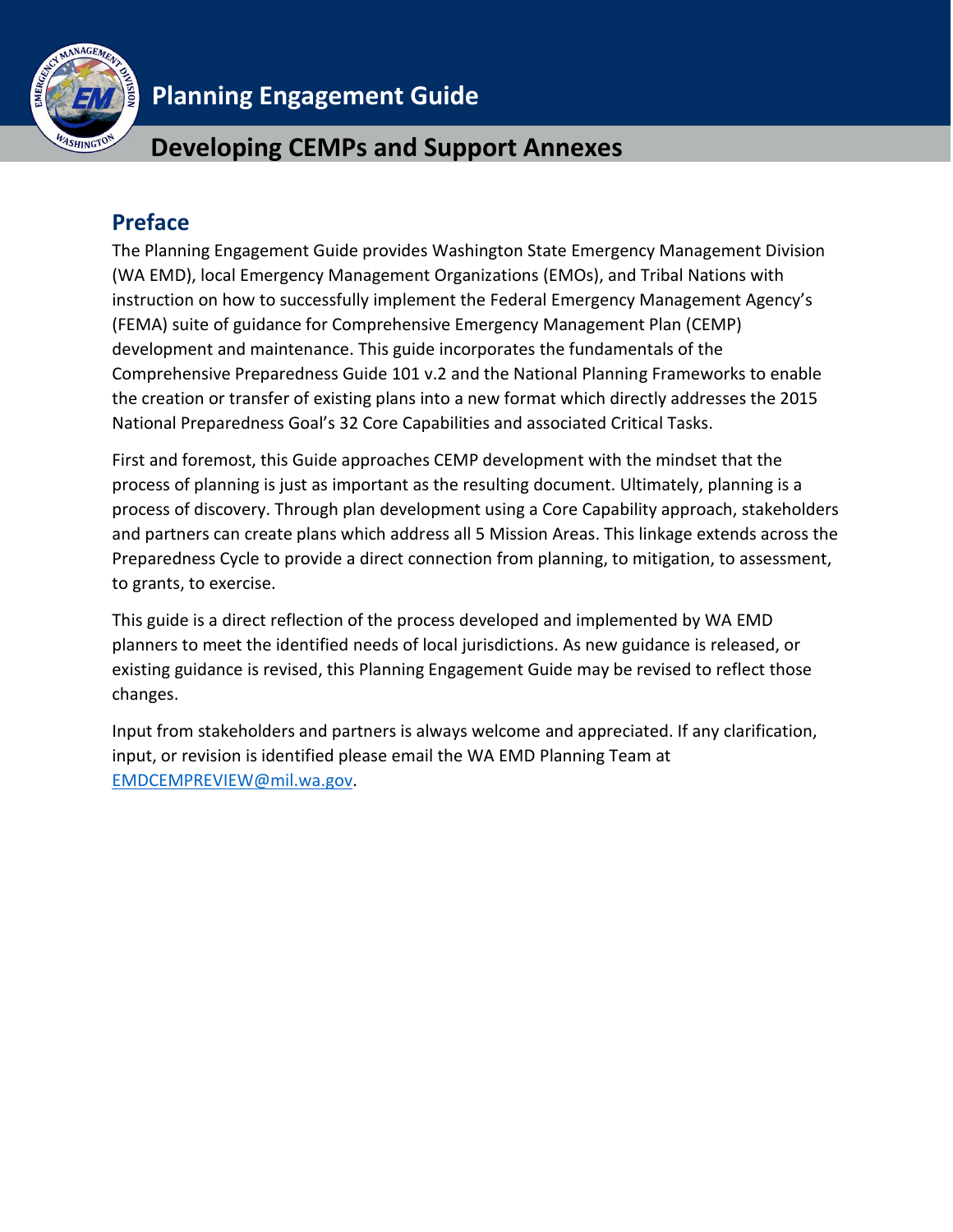# Planning Engagement Guide

## Developing CEMPs and Support Annexes

## Preface

The Planning Engagement Guide provides Washington State Emergency Management Division (WA EMD), local Emergency Management Organizations (EMOs), and Tribal Nations with instruction on how to successfully implement the Federal Emergency Management Agency's (FEMA) suite of guidance for Comprehensive Emergency Management Plan (CEMP) development and maintenance. This guide incorporates the fundamentals of the Comprehensive Preparedness Guide 101 v.2 and the National Planning Frameworks to enable the creation or transfer of existing plans into a new format which directly addresses the 2015 National Preparedness Goal's 32 Core Capabilities and associated Critical Tasks.

First and foremost, this Guide approaches CEMP development with the mindset that the process of planning is just as important as the resulting document. Ultimately, planning is a process of discovery. Through plan development using a Core Capability approach, stakeholders and partners can create plans which address all 5 Mission Areas. This linkage extends across the Preparedness Cycle to provide a direct connection from planning, to mitigation, to assessment, to grants, to exercise.

This guide is a direct reflection of the process developed and implemented by WA EMD planners to meet the identified needs of local jurisdictions. As new guidance is released, or existing guidance is revised, this Planning Engagement Guide may be revised to reflect those changes.

Input from stakeholders and partners is always welcome and appreciated. If any clarification, input, or revision is identified please email the WA EMD Planning Team at EMDCEMPREVIEW@mil.wa.gov.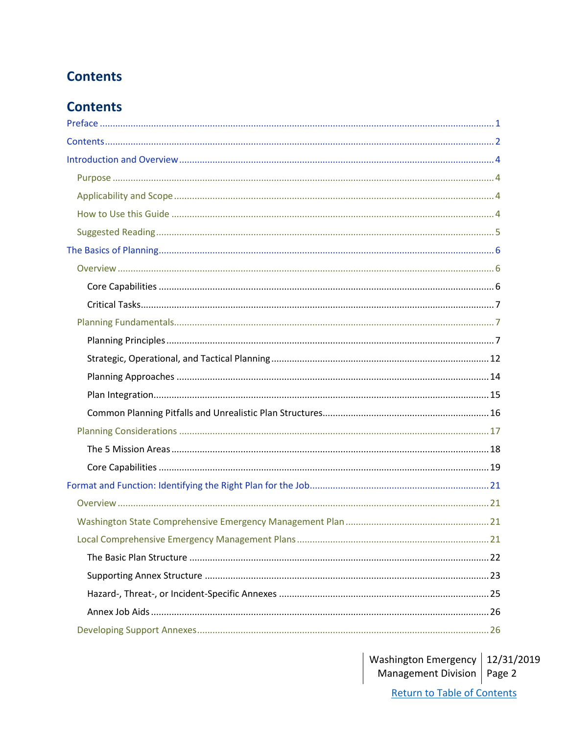# Contents

# Contents

- Preface ....... 1
- Contents ....... 2
- Introduction and Overview ....... 4
  - Purpose ....... 4
  - Applicability and Scope ....... 4
  - How to Use this Guide ....... 4
  - Suggested Reading ....... 5
- The Basics of Planning ....... 6
  - Overview ....... 6
    - Core Capabilities ....... 6
    - Critical Tasks ....... 7
  - Planning Fundamentals ....... 7
    - Planning Principles ....... 7
    - Strategic, Operational, and Tactical Planning ....... 12
    - Planning Approaches ....... 14
    - Plan Integration ....... 15
    - Common Planning Pitfalls and Unrealistic Plan Structures ....... 16
  - Planning Considerations ....... 17
    - The 5 Mission Areas ....... 18
    - Core Capabilities ....... 19
- Format and Function: Identifying the Right Plan for the Job ....... 21
  - Overview ....... 21
  - Washington State Comprehensive Emergency Management Plan ....... 21
  - Local Comprehensive Emergency Management Plans ....... 21
    - The Basic Plan Structure ....... 22
    - Supporting Annex Structure ....... 23
    - Hazard-, Threat-, or Incident-Specific Annexes ....... 25
    - Annex Job Aids ....... 26
  - Developing Support Annexes ....... 26

Washington Emergency Management Division | 12/31/2019

Return to Table of Contents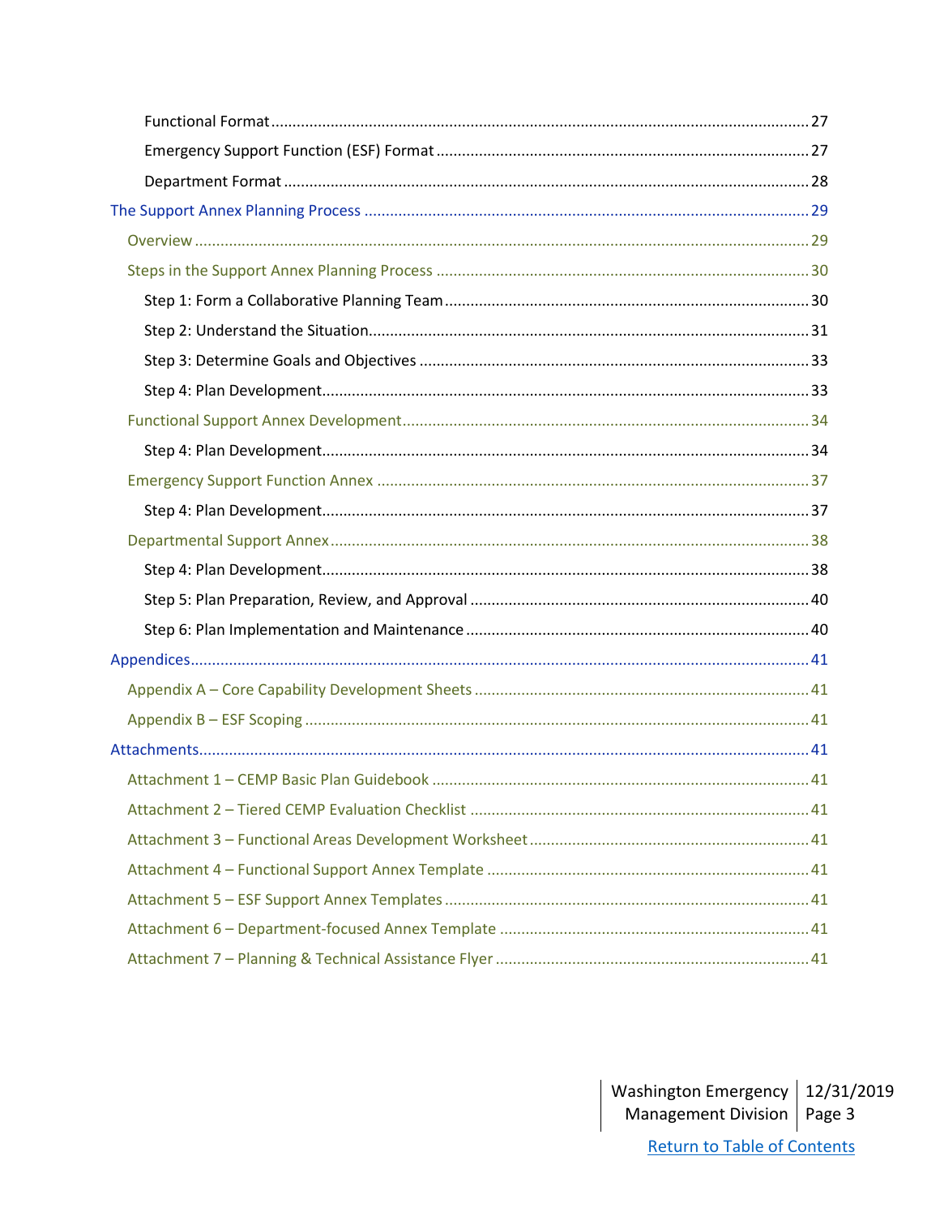- Functional Format ..... 27
- Emergency Support Function (ESF) Format ..... 27
- Department Format ..... 28

The Support Annex Planning Process ..... 29

- Overview ..... 29
- Steps in the Support Annex Planning Process ..... 30
  - Step 1: Form a Collaborative Planning Team ..... 30
  - Step 2: Understand the Situation ..... 31
  - Step 3: Determine Goals and Objectives ..... 33
  - Step 4: Plan Development ..... 33
- Functional Support Annex Development ..... 34
  - Step 4: Plan Development ..... 34
- Emergency Support Function Annex ..... 37
  - Step 4: Plan Development ..... 37
- Departmental Support Annex ..... 38
  - Step 4: Plan Development ..... 38
  - Step 5: Plan Preparation, Review, and Approval ..... 40
  - Step 6: Plan Implementation and Maintenance ..... 40

Appendices ..... 41

- Appendix A – Core Capability Development Sheets ..... 41
- Appendix B – ESF Scoping ..... 41

Attachments ..... 41

- Attachment 1 – CEMP Basic Plan Guidebook ..... 41
- Attachment 2 – Tiered CEMP Evaluation Checklist ..... 41
- Attachment 3 – Functional Areas Development Worksheet ..... 41
- Attachment 4 – Functional Support Annex Template ..... 41
- Attachment 5 – ESF Support Annex Templates ..... 41
- Attachment 6 – Department-focused Annex Template ..... 41
- Attachment 7 – Planning & Technical Assistance Flyer ..... 41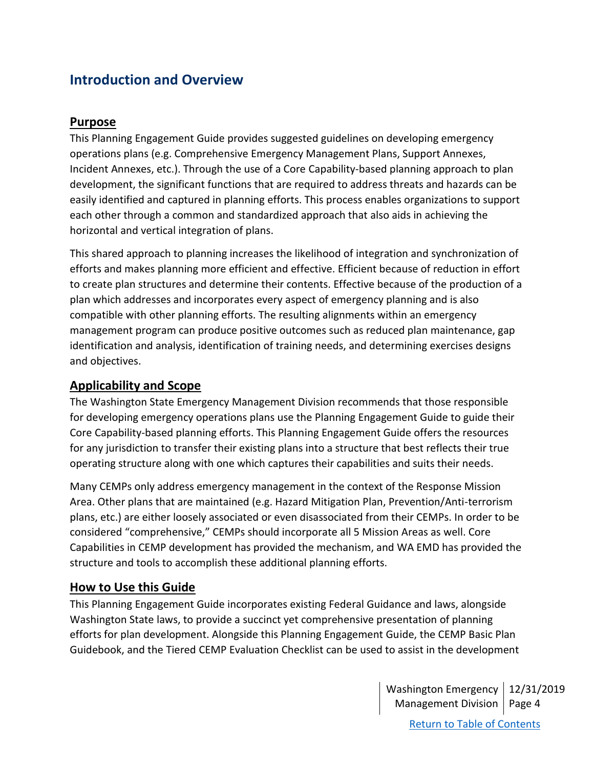## Introduction and Overview

### Purpose

This Planning Engagement Guide provides suggested guidelines on developing emergency operations plans (e.g. Comprehensive Emergency Management Plans, Support Annexes, Incident Annexes, etc.). Through the use of a Core Capability-based planning approach to plan development, the significant functions that are required to address threats and hazards can be easily identified and captured in planning efforts. This process enables organizations to support each other through a common and standardized approach that also aids in achieving the horizontal and vertical integration of plans.

This shared approach to planning increases the likelihood of integration and synchronization of efforts and makes planning more efficient and effective. Efficient because of reduction in effort to create plan structures and determine their contents. Effective because of the production of a plan which addresses and incorporates every aspect of emergency planning and is also compatible with other planning efforts. The resulting alignments within an emergency management program can produce positive outcomes such as reduced plan maintenance, gap identification and analysis, identification of training needs, and determining exercises designs and objectives.

### Applicability and Scope

The Washington State Emergency Management Division recommends that those responsible for developing emergency operations plans use the Planning Engagement Guide to guide their Core Capability-based planning efforts. This Planning Engagement Guide offers the resources for any jurisdiction to transfer their existing plans into a structure that best reflects their true operating structure along with one which captures their capabilities and suits their needs.

Many CEMPs only address emergency management in the context of the Response Mission Area. Other plans that are maintained (e.g. Hazard Mitigation Plan, Prevention/Anti-terrorism plans, etc.) are either loosely associated or even disassociated from their CEMPs. In order to be considered “comprehensive,” CEMPs should incorporate all 5 Mission Areas as well. Core Capabilities in CEMP development has provided the mechanism, and WA EMD has provided the structure and tools to accomplish these additional planning efforts.

### How to Use this Guide

This Planning Engagement Guide incorporates existing Federal Guidance and laws, alongside Washington State laws, to provide a succinct yet comprehensive presentation of planning efforts for plan development. Alongside this Planning Engagement Guide, the CEMP Basic Plan Guidebook, and the Tiered CEMP Evaluation Checklist can be used to assist in the development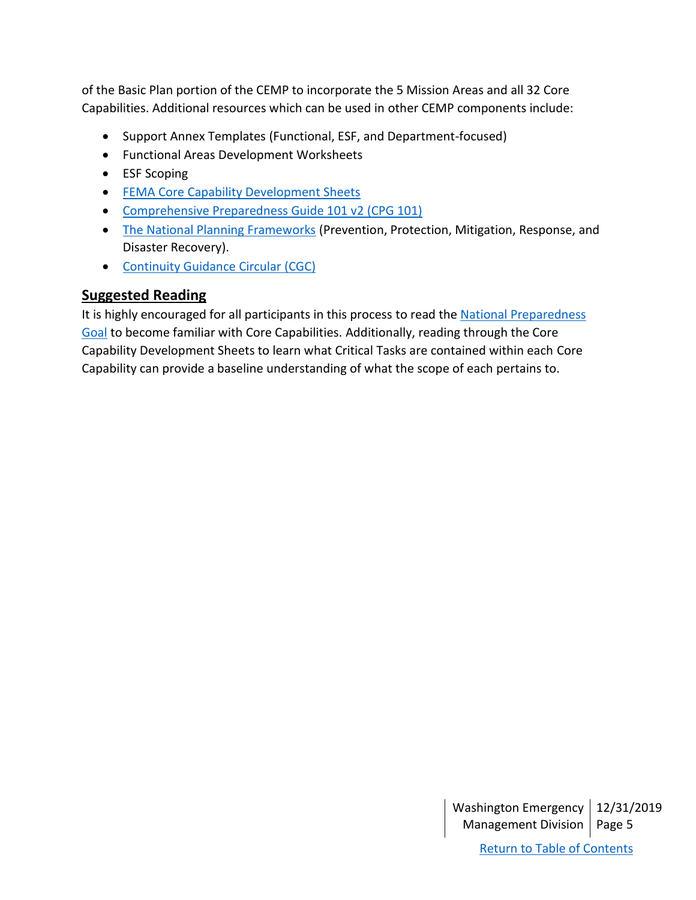of the Basic Plan portion of the CEMP to incorporate the 5 Mission Areas and all 32 Core Capabilities. Additional resources which can be used in other CEMP components include:

- Support Annex Templates (Functional, ESF, and Department-focused)
- Functional Areas Development Worksheets
- ESF Scoping
- FEMA Core Capability Development Sheets
- Comprehensive Preparedness Guide 101 v2 (CPG 101)
- The National Planning Frameworks (Prevention, Protection, Mitigation, Response, and Disaster Recovery).
- Continuity Guidance Circular (CGC)

## Suggested Reading

It is highly encouraged for all participants in this process to read the National Preparedness Goal to become familiar with Core Capabilities. Additionally, reading through the Core Capability Development Sheets to learn what Critical Tasks are contained within each Core Capability can provide a baseline understanding of what the scope of each pertains to.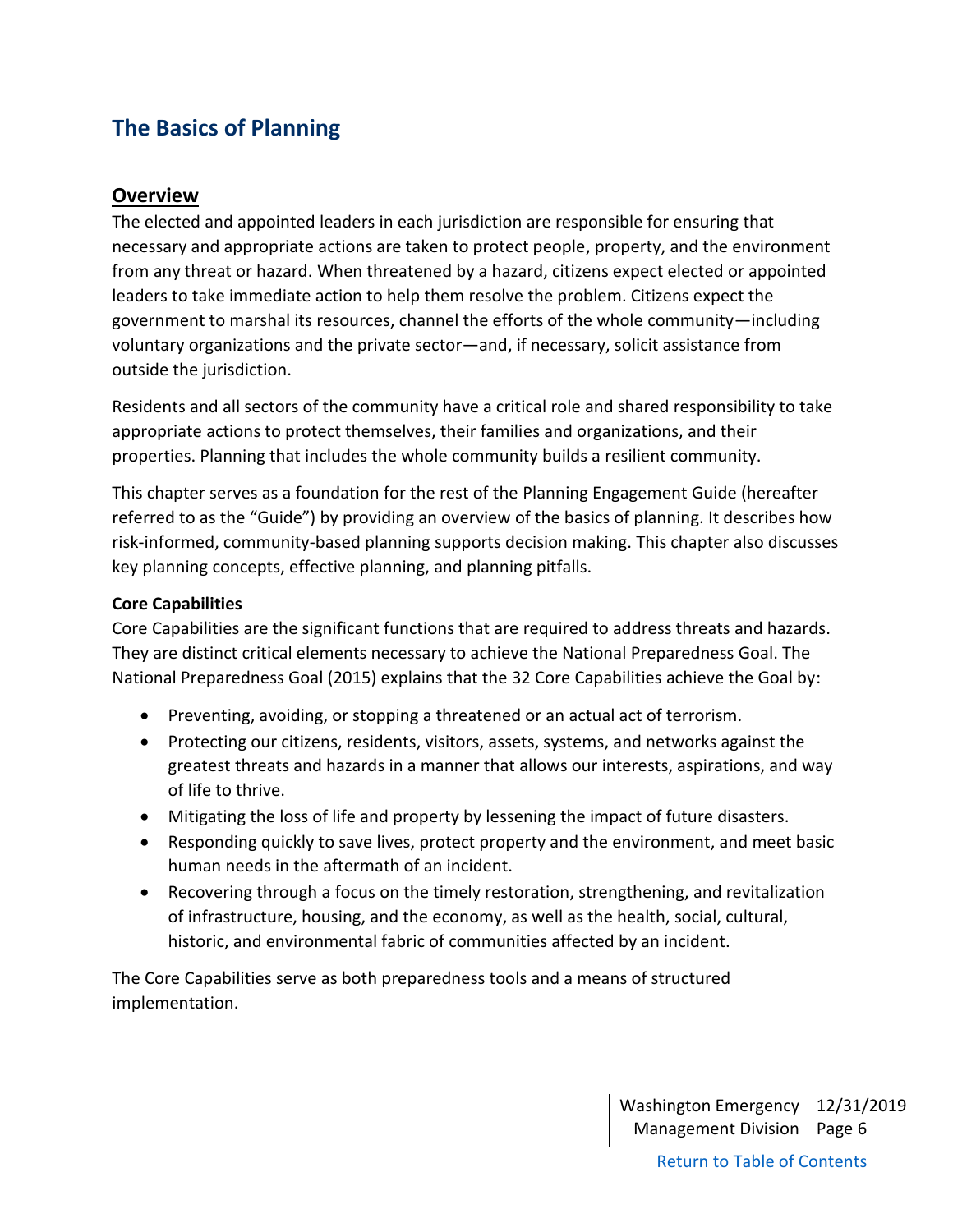# The Basics of Planning

## Overview

The elected and appointed leaders in each jurisdiction are responsible for ensuring that necessary and appropriate actions are taken to protect people, property, and the environment from any threat or hazard. When threatened by a hazard, citizens expect elected or appointed leaders to take immediate action to help them resolve the problem. Citizens expect the government to marshal its resources, channel the efforts of the whole community—including voluntary organizations and the private sector—and, if necessary, solicit assistance from outside the jurisdiction.

Residents and all sectors of the community have a critical role and shared responsibility to take appropriate actions to protect themselves, their families and organizations, and their properties. Planning that includes the whole community builds a resilient community.

This chapter serves as a foundation for the rest of the Planning Engagement Guide (hereafter referred to as the "Guide") by providing an overview of the basics of planning. It describes how risk-informed, community-based planning supports decision making. This chapter also discusses key planning concepts, effective planning, and planning pitfalls.

### Core Capabilities

Core Capabilities are the significant functions that are required to address threats and hazards. They are distinct critical elements necessary to achieve the National Preparedness Goal. The National Preparedness Goal (2015) explains that the 32 Core Capabilities achieve the Goal by:

- Preventing, avoiding, or stopping a threatened or an actual act of terrorism.
- Protecting our citizens, residents, visitors, assets, systems, and networks against the greatest threats and hazards in a manner that allows our interests, aspirations, and way of life to thrive.
- Mitigating the loss of life and property by lessening the impact of future disasters.
- Responding quickly to save lives, protect property and the environment, and meet basic human needs in the aftermath of an incident.
- Recovering through a focus on the timely restoration, strengthening, and revitalization of infrastructure, housing, and the economy, as well as the health, social, cultural, historic, and environmental fabric of communities affected by an incident.

The Core Capabilities serve as both preparedness tools and a means of structured implementation.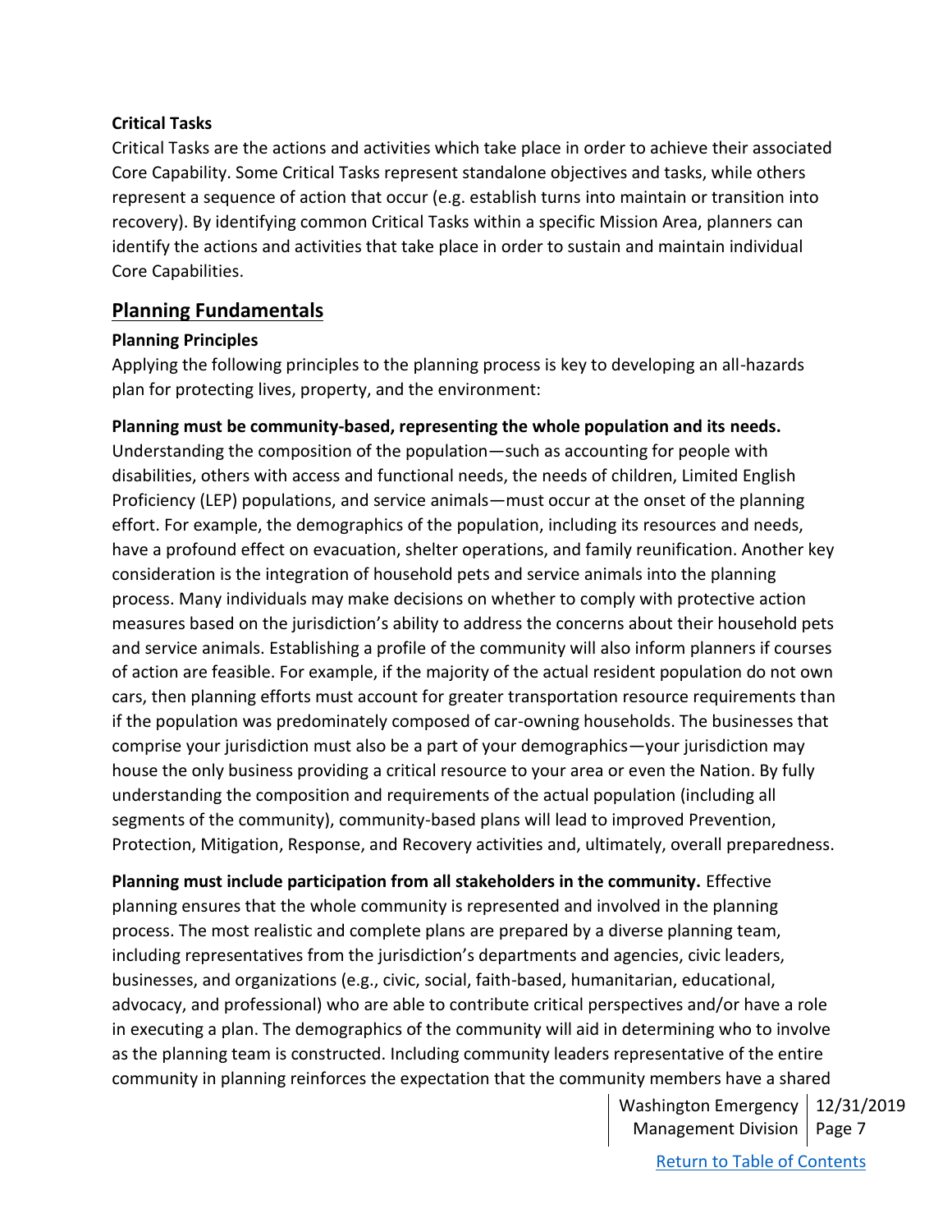### Critical Tasks

Critical Tasks are the actions and activities which take place in order to achieve their associated Core Capability. Some Critical Tasks represent standalone objectives and tasks, while others represent a sequence of action that occur (e.g. establish turns into maintain or transition into recovery). By identifying common Critical Tasks within a specific Mission Area, planners can identify the actions and activities that take place in order to sustain and maintain individual Core Capabilities.

## Planning Fundamentals

### Planning Principles

Applying the following principles to the planning process is key to developing an all-hazards plan for protecting lives, property, and the environment:

**Planning must be community-based, representing the whole population and its needs.** Understanding the composition of the population—such as accounting for people with disabilities, others with access and functional needs, the needs of children, Limited English Proficiency (LEP) populations, and service animals—must occur at the onset of the planning effort. For example, the demographics of the population, including its resources and needs, have a profound effect on evacuation, shelter operations, and family reunification. Another key consideration is the integration of household pets and service animals into the planning process. Many individuals may make decisions on whether to comply with protective action measures based on the jurisdiction's ability to address the concerns about their household pets and service animals. Establishing a profile of the community will also inform planners if courses of action are feasible. For example, if the majority of the actual resident population do not own cars, then planning efforts must account for greater transportation resource requirements than if the population was predominately composed of car-owning households. The businesses that comprise your jurisdiction must also be a part of your demographics—your jurisdiction may house the only business providing a critical resource to your area or even the Nation. By fully understanding the composition and requirements of the actual population (including all segments of the community), community-based plans will lead to improved Prevention, Protection, Mitigation, Response, and Recovery activities and, ultimately, overall preparedness.

**Planning must include participation from all stakeholders in the community.** Effective planning ensures that the whole community is represented and involved in the planning process. The most realistic and complete plans are prepared by a diverse planning team, including representatives from the jurisdiction's departments and agencies, civic leaders, businesses, and organizations (e.g., civic, social, faith-based, humanitarian, educational, advocacy, and professional) who are able to contribute critical perspectives and/or have a role in executing a plan. The demographics of the community will aid in determining who to involve as the planning team is constructed. Including community leaders representative of the entire community in planning reinforces the expectation that the community members have a shared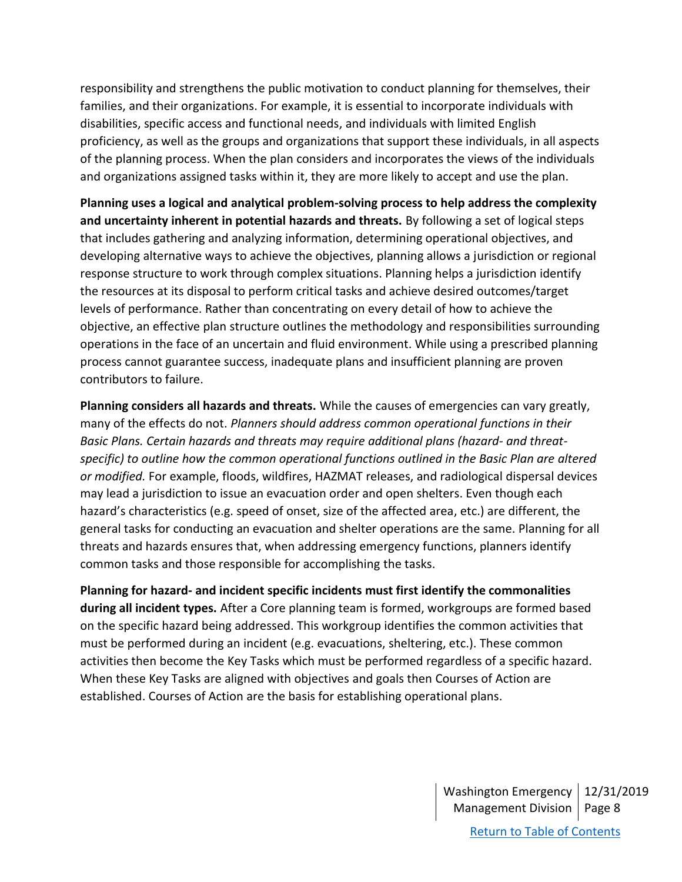responsibility and strengthens the public motivation to conduct planning for themselves, their families, and their organizations. For example, it is essential to incorporate individuals with disabilities, specific access and functional needs, and individuals with limited English proficiency, as well as the groups and organizations that support these individuals, in all aspects of the planning process. When the plan considers and incorporates the views of the individuals and organizations assigned tasks within it, they are more likely to accept and use the plan.

**Planning uses a logical and analytical problem-solving process to help address the complexity and uncertainty inherent in potential hazards and threats.** By following a set of logical steps that includes gathering and analyzing information, determining operational objectives, and developing alternative ways to achieve the objectives, planning allows a jurisdiction or regional response structure to work through complex situations. Planning helps a jurisdiction identify the resources at its disposal to perform critical tasks and achieve desired outcomes/target levels of performance. Rather than concentrating on every detail of how to achieve the objective, an effective plan structure outlines the methodology and responsibilities surrounding operations in the face of an uncertain and fluid environment. While using a prescribed planning process cannot guarantee success, inadequate plans and insufficient planning are proven contributors to failure.

**Planning considers all hazards and threats.** While the causes of emergencies can vary greatly, many of the effects do not. *Planners should address common operational functions in their Basic Plans. Certain hazards and threats may require additional plans (hazard- and threat-specific) to outline how the common operational functions outlined in the Basic Plan are altered or modified.* For example, floods, wildfires, HAZMAT releases, and radiological dispersal devices may lead a jurisdiction to issue an evacuation order and open shelters. Even though each hazard's characteristics (e.g. speed of onset, size of the affected area, etc.) are different, the general tasks for conducting an evacuation and shelter operations are the same. Planning for all threats and hazards ensures that, when addressing emergency functions, planners identify common tasks and those responsible for accomplishing the tasks.

**Planning for hazard- and incident specific incidents must first identify the commonalities during all incident types.** After a Core planning team is formed, workgroups are formed based on the specific hazard being addressed. This workgroup identifies the common activities that must be performed during an incident (e.g. evacuations, sheltering, etc.). These common activities then become the Key Tasks which must be performed regardless of a specific hazard. When these Key Tasks are aligned with objectives and goals then Courses of Action are established. Courses of Action are the basis for establishing operational plans.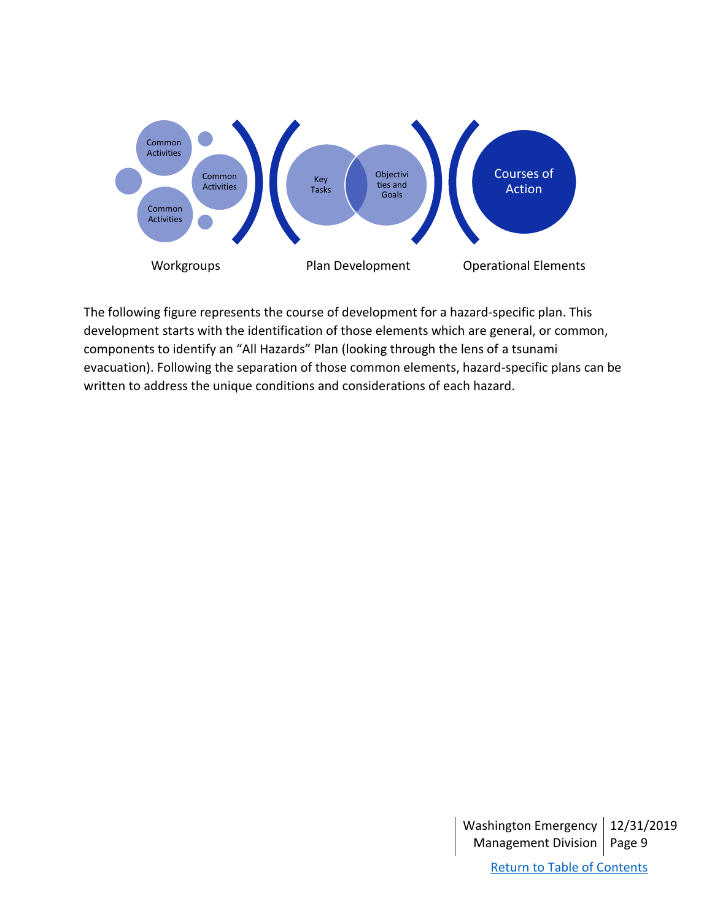Common Activities

Common Activities

Common Activities

Key Tasks

Objectivities and Goals

Courses of Action

Workgroups

Plan Development

Operational Elements

The following figure represents the course of development for a hazard-specific plan. This development starts with the identification of those elements which are general, or common, components to identify an "All Hazards" Plan (looking through the lens of a tsunami evacuation). Following the separation of those common elements, hazard-specific plans can be written to address the unique conditions and considerations of each hazard.

Return to Table of Contents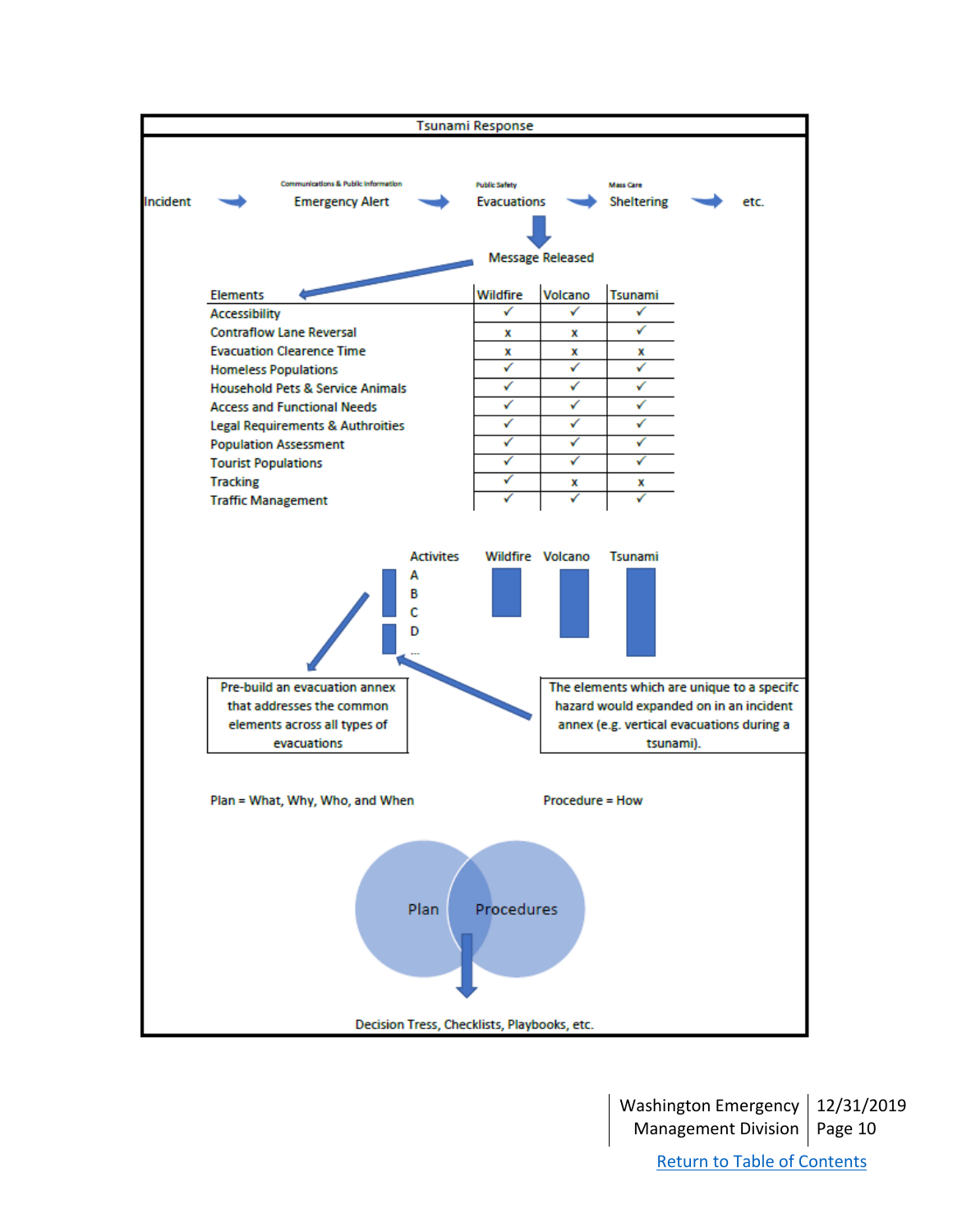## Tsunami Response

Incident → Emergency Alert (Communications & Public Information) → Evacuations (Public Safety) → Sheltering (Mass Care) → etc.

Evacuations ↓ Message Released

| Elements | Wildfire | Volcano | Tsunami |
|---|---|---|---|
| Accessibility | ✓ | ✓ | ✓ |
| Contraflow Lane Reversal | x | x | ✓ |
| Evacuation Clearence Time | x | x | x |
| Homeless Populations | ✓ | ✓ | ✓ |
| Household Pets & Service Animals | ✓ | ✓ | ✓ |
| Access and Functional Needs | ✓ | ✓ | ✓ |
| Legal Requirements & Authroities | ✓ | ✓ | ✓ |
| Population Assessment | ✓ | ✓ | ✓ |
| Tourist Populations | ✓ | ✓ | ✓ |
| Tracking | ✓ | x | x |
| Traffic Management | ✓ | ✓ | ✓ |

Activites: A, B, C, D, ...

Wildfire | Volcano | Tsunami

Pre-build an evacuation annex that addresses the common elements across all types of evacuations

The elements which are unique to a specifc hazard would expanded on in an incident annex (e.g. vertical evacuations during a tsunami).

Plan = What, Why, Who, and When

Procedure = How

Plan | Procedures

Decision Tress, Checklists, Playbooks, etc.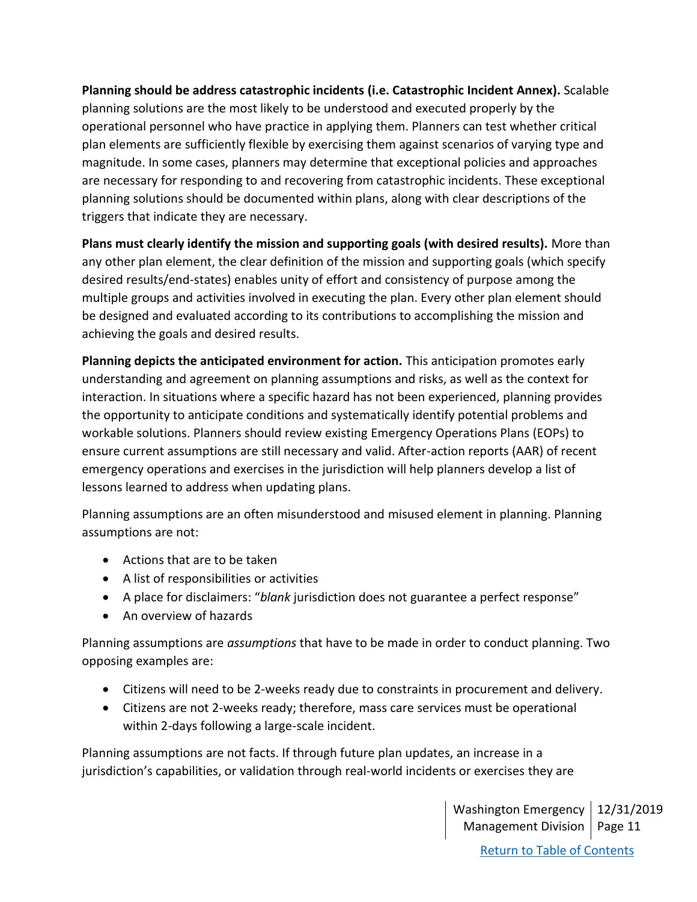**Planning should be address catastrophic incidents (i.e. Catastrophic Incident Annex).** Scalable planning solutions are the most likely to be understood and executed properly by the operational personnel who have practice in applying them. Planners can test whether critical plan elements are sufficiently flexible by exercising them against scenarios of varying type and magnitude. In some cases, planners may determine that exceptional policies and approaches are necessary for responding to and recovering from catastrophic incidents. These exceptional planning solutions should be documented within plans, along with clear descriptions of the triggers that indicate they are necessary.

**Plans must clearly identify the mission and supporting goals (with desired results).** More than any other plan element, the clear definition of the mission and supporting goals (which specify desired results/end-states) enables unity of effort and consistency of purpose among the multiple groups and activities involved in executing the plan. Every other plan element should be designed and evaluated according to its contributions to accomplishing the mission and achieving the goals and desired results.

**Planning depicts the anticipated environment for action.** This anticipation promotes early understanding and agreement on planning assumptions and risks, as well as the context for interaction. In situations where a specific hazard has not been experienced, planning provides the opportunity to anticipate conditions and systematically identify potential problems and workable solutions. Planners should review existing Emergency Operations Plans (EOPs) to ensure current assumptions are still necessary and valid. After-action reports (AAR) of recent emergency operations and exercises in the jurisdiction will help planners develop a list of lessons learned to address when updating plans.

Planning assumptions are an often misunderstood and misused element in planning. Planning assumptions are not:

- Actions that are to be taken
- A list of responsibilities or activities
- A place for disclaimers: "*blank* jurisdiction does not guarantee a perfect response"
- An overview of hazards

Planning assumptions are *assumptions* that have to be made in order to conduct planning. Two opposing examples are:

- Citizens will need to be 2-weeks ready due to constraints in procurement and delivery.
- Citizens are not 2-weeks ready; therefore, mass care services must be operational within 2-days following a large-scale incident.

Planning assumptions are not facts. If through future plan updates, an increase in a jurisdiction's capabilities, or validation through real-world incidents or exercises they are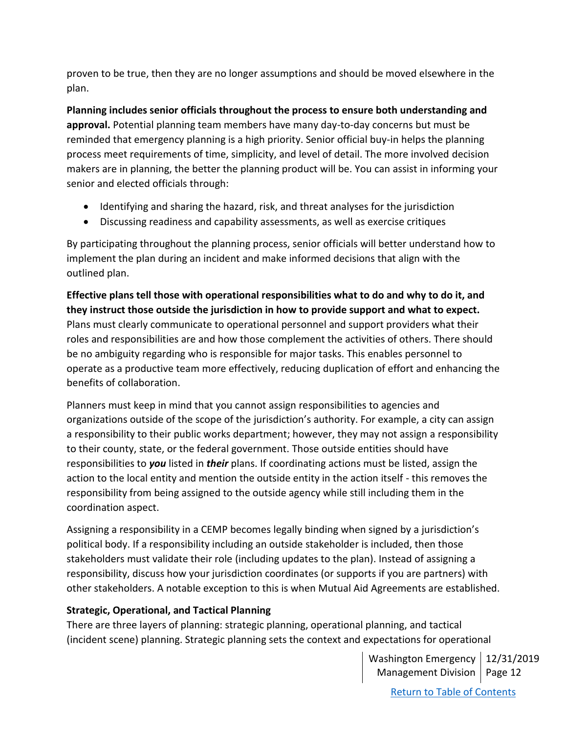proven to be true, then they are no longer assumptions and should be moved elsewhere in the plan.

**Planning includes senior officials throughout the process to ensure both understanding and approval.** Potential planning team members have many day-to-day concerns but must be reminded that emergency planning is a high priority. Senior official buy-in helps the planning process meet requirements of time, simplicity, and level of detail. The more involved decision makers are in planning, the better the planning product will be. You can assist in informing your senior and elected officials through:

- Identifying and sharing the hazard, risk, and threat analyses for the jurisdiction
- Discussing readiness and capability assessments, as well as exercise critiques

By participating throughout the planning process, senior officials will better understand how to implement the plan during an incident and make informed decisions that align with the outlined plan.

**Effective plans tell those with operational responsibilities what to do and why to do it, and they instruct those outside the jurisdiction in how to provide support and what to expect.** Plans must clearly communicate to operational personnel and support providers what their roles and responsibilities are and how those complement the activities of others. There should be no ambiguity regarding who is responsible for major tasks. This enables personnel to operate as a productive team more effectively, reducing duplication of effort and enhancing the benefits of collaboration.

Planners must keep in mind that you cannot assign responsibilities to agencies and organizations outside of the scope of the jurisdiction's authority. For example, a city can assign a responsibility to their public works department; however, they may not assign a responsibility to their county, state, or the federal government. Those outside entities should have responsibilities to ***you*** listed in ***their*** plans. If coordinating actions must be listed, assign the action to the local entity and mention the outside entity in the action itself - this removes the responsibility from being assigned to the outside agency while still including them in the coordination aspect.

Assigning a responsibility in a CEMP becomes legally binding when signed by a jurisdiction's political body. If a responsibility including an outside stakeholder is included, then those stakeholders must validate their role (including updates to the plan). Instead of assigning a responsibility, discuss how your jurisdiction coordinates (or supports if you are partners) with other stakeholders. A notable exception to this is when Mutual Aid Agreements are established.

**Strategic, Operational, and Tactical Planning**

There are three layers of planning: strategic planning, operational planning, and tactical (incident scene) planning. Strategic planning sets the context and expectations for operational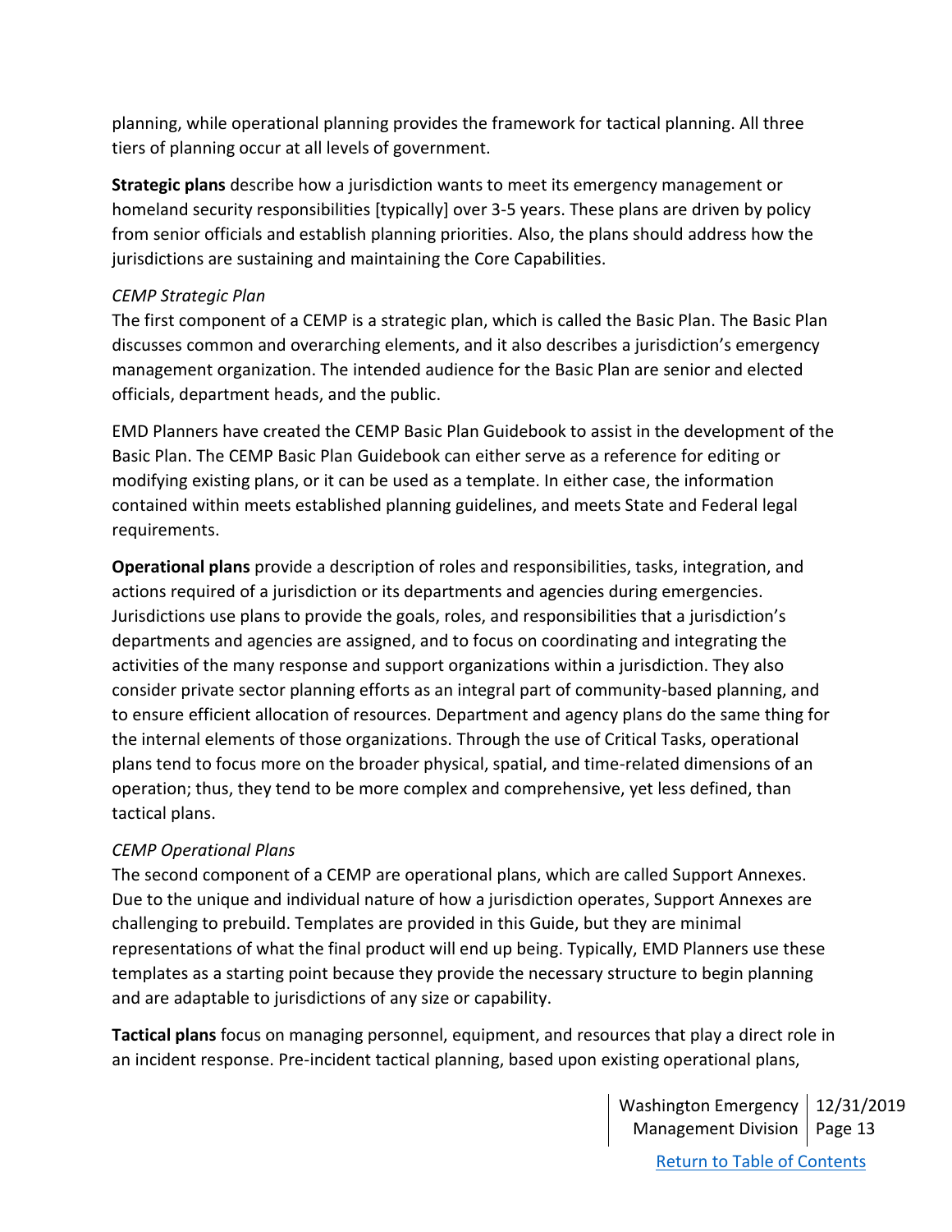planning, while operational planning provides the framework for tactical planning. All three tiers of planning occur at all levels of government.

**Strategic plans** describe how a jurisdiction wants to meet its emergency management or homeland security responsibilities [typically] over 3-5 years. These plans are driven by policy from senior officials and establish planning priorities. Also, the plans should address how the jurisdictions are sustaining and maintaining the Core Capabilities.

*CEMP Strategic Plan*

The first component of a CEMP is a strategic plan, which is called the Basic Plan. The Basic Plan discusses common and overarching elements, and it also describes a jurisdiction's emergency management organization. The intended audience for the Basic Plan are senior and elected officials, department heads, and the public.

EMD Planners have created the CEMP Basic Plan Guidebook to assist in the development of the Basic Plan. The CEMP Basic Plan Guidebook can either serve as a reference for editing or modifying existing plans, or it can be used as a template. In either case, the information contained within meets established planning guidelines, and meets State and Federal legal requirements.

**Operational plans** provide a description of roles and responsibilities, tasks, integration, and actions required of a jurisdiction or its departments and agencies during emergencies. Jurisdictions use plans to provide the goals, roles, and responsibilities that a jurisdiction's departments and agencies are assigned, and to focus on coordinating and integrating the activities of the many response and support organizations within a jurisdiction. They also consider private sector planning efforts as an integral part of community-based planning, and to ensure efficient allocation of resources. Department and agency plans do the same thing for the internal elements of those organizations. Through the use of Critical Tasks, operational plans tend to focus more on the broader physical, spatial, and time-related dimensions of an operation; thus, they tend to be more complex and comprehensive, yet less defined, than tactical plans.

*CEMP Operational Plans*

The second component of a CEMP are operational plans, which are called Support Annexes. Due to the unique and individual nature of how a jurisdiction operates, Support Annexes are challenging to prebuild. Templates are provided in this Guide, but they are minimal representations of what the final product will end up being. Typically, EMD Planners use these templates as a starting point because they provide the necessary structure to begin planning and are adaptable to jurisdictions of any size or capability.

**Tactical plans** focus on managing personnel, equipment, and resources that play a direct role in an incident response. Pre-incident tactical planning, based upon existing operational plans,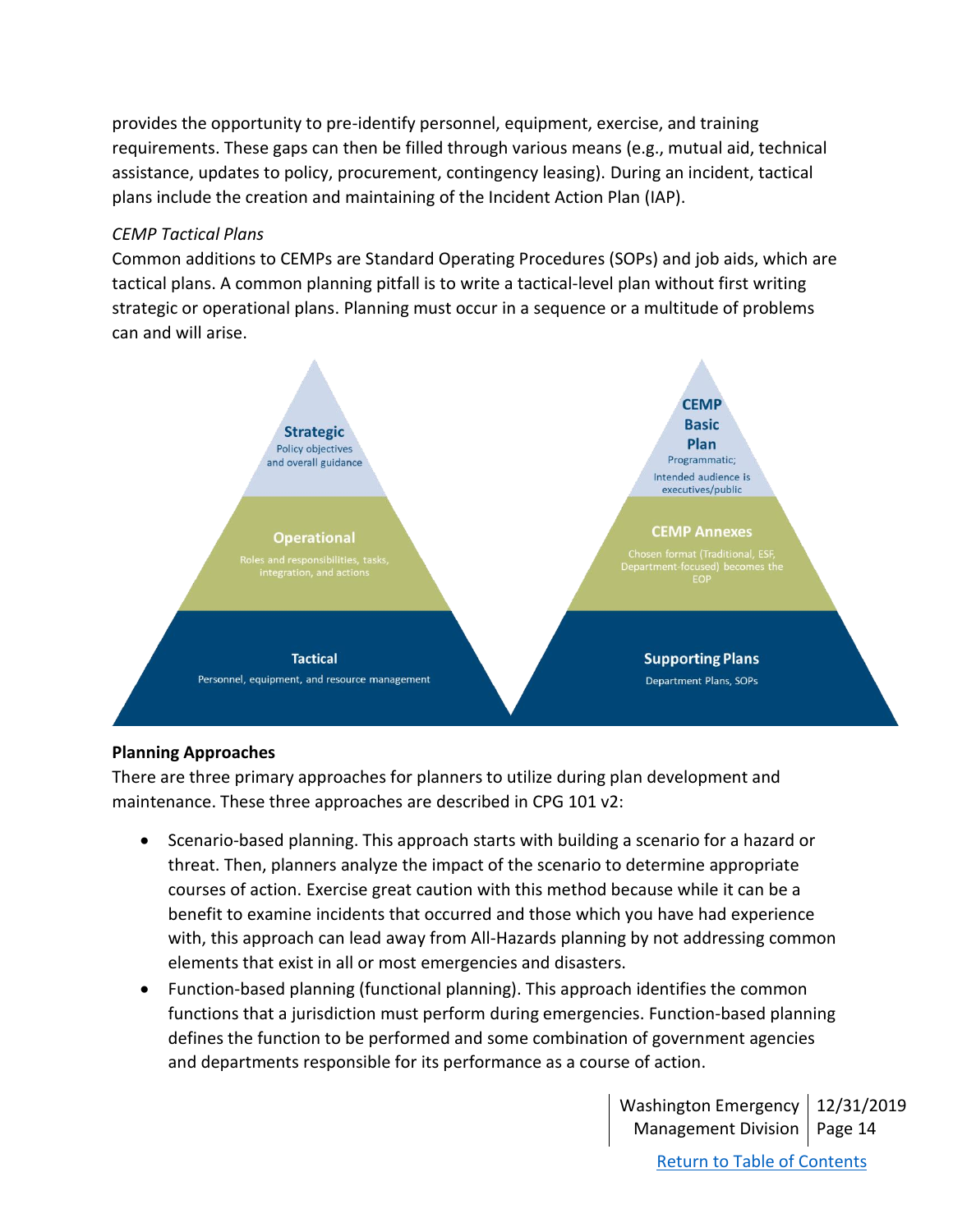provides the opportunity to pre-identify personnel, equipment, exercise, and training requirements. These gaps can then be filled through various means (e.g., mutual aid, technical assistance, updates to policy, procurement, contingency leasing). During an incident, tactical plans include the creation and maintaining of the Incident Action Plan (IAP).

*CEMP Tactical Plans*

Common additions to CEMPs are Standard Operating Procedures (SOPs) and job aids, which are tactical plans. A common planning pitfall is to write a tactical-level plan without first writing strategic or operational plans. Planning must occur in a sequence or a multitude of problems can and will arise.

**Strategic**
Policy objectives and overall guidance

**Operational**
Roles and responsibilities, tasks, integration, and actions

**Tactical**
Personnel, equipment, and resource management

**CEMP Basic Plan**
Programmatic; Intended audience is executives/public

**CEMP Annexes**
Chosen format (Traditional, ESF, Department-focused) becomes the EOP

**Supporting Plans**
Department Plans, SOPs

**Planning Approaches**

There are three primary approaches for planners to utilize during plan development and maintenance. These three approaches are described in CPG 101 v2:

- Scenario-based planning. This approach starts with building a scenario for a hazard or threat. Then, planners analyze the impact of the scenario to determine appropriate courses of action. Exercise great caution with this method because while it can be a benefit to examine incidents that occurred and those which you have had experience with, this approach can lead away from All-Hazards planning by not addressing common elements that exist in all or most emergencies and disasters.
- Function-based planning (functional planning). This approach identifies the common functions that a jurisdiction must perform during emergencies. Function-based planning defines the function to be performed and some combination of government agencies and departments responsible for its performance as a course of action.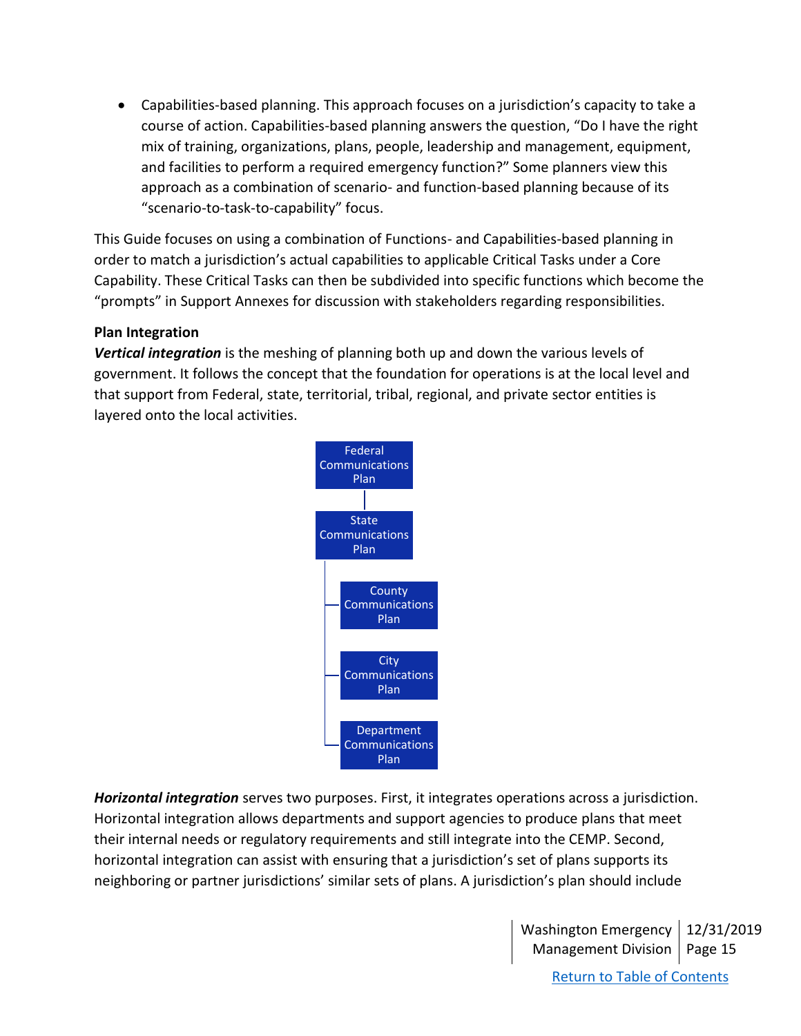- Capabilities-based planning. This approach focuses on a jurisdiction's capacity to take a course of action. Capabilities-based planning answers the question, "Do I have the right mix of training, organizations, plans, people, leadership and management, equipment, and facilities to perform a required emergency function?" Some planners view this approach as a combination of scenario- and function-based planning because of its "scenario-to-task-to-capability" focus.

This Guide focuses on using a combination of Functions- and Capabilities-based planning in order to match a jurisdiction's actual capabilities to applicable Critical Tasks under a Core Capability. These Critical Tasks can then be subdivided into specific functions which become the "prompts" in Support Annexes for discussion with stakeholders regarding responsibilities.

**Plan Integration**

***Vertical integration*** is the meshing of planning both up and down the various levels of government. It follows the concept that the foundation for operations is at the local level and that support from Federal, state, territorial, tribal, regional, and private sector entities is layered onto the local activities.

- Federal Communications Plan
  - State Communications Plan
    - County Communications Plan
    - City Communications Plan
    - Department Communications Plan

***Horizontal integration*** serves two purposes. First, it integrates operations across a jurisdiction. Horizontal integration allows departments and support agencies to produce plans that meet their internal needs or regulatory requirements and still integrate into the CEMP. Second, horizontal integration can assist with ensuring that a jurisdiction's set of plans supports its neighboring or partner jurisdictions' similar sets of plans. A jurisdiction's plan should include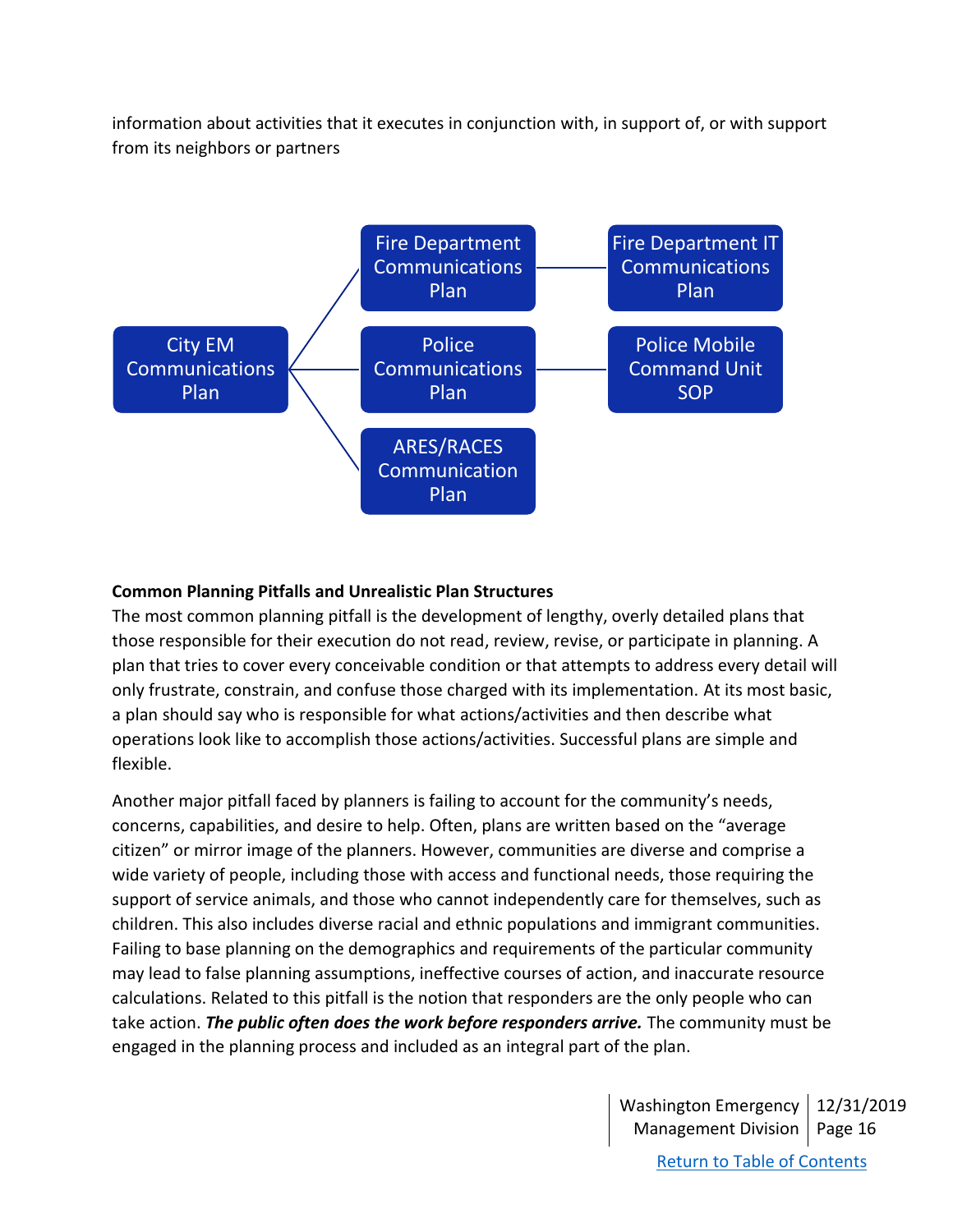information about activities that it executes in conjunction with, in support of, or with support from its neighbors or partners

- City EM Communications Plan
  - Fire Department Communications Plan
    - Fire Department IT Communications Plan
  - Police Communications Plan
    - Police Mobile Command Unit SOP
  - ARES/RACES Communication Plan

**Common Planning Pitfalls and Unrealistic Plan Structures**

The most common planning pitfall is the development of lengthy, overly detailed plans that those responsible for their execution do not read, review, revise, or participate in planning. A plan that tries to cover every conceivable condition or that attempts to address every detail will only frustrate, constrain, and confuse those charged with its implementation. At its most basic, a plan should say who is responsible for what actions/activities and then describe what operations look like to accomplish those actions/activities. Successful plans are simple and flexible.

Another major pitfall faced by planners is failing to account for the community's needs, concerns, capabilities, and desire to help. Often, plans are written based on the "average citizen" or mirror image of the planners. However, communities are diverse and comprise a wide variety of people, including those with access and functional needs, those requiring the support of service animals, and those who cannot independently care for themselves, such as children. This also includes diverse racial and ethnic populations and immigrant communities. Failing to base planning on the demographics and requirements of the particular community may lead to false planning assumptions, ineffective courses of action, and inaccurate resource calculations. Related to this pitfall is the notion that responders are the only people who can take action. ***The public often does the work before responders arrive.*** The community must be engaged in the planning process and included as an integral part of the plan.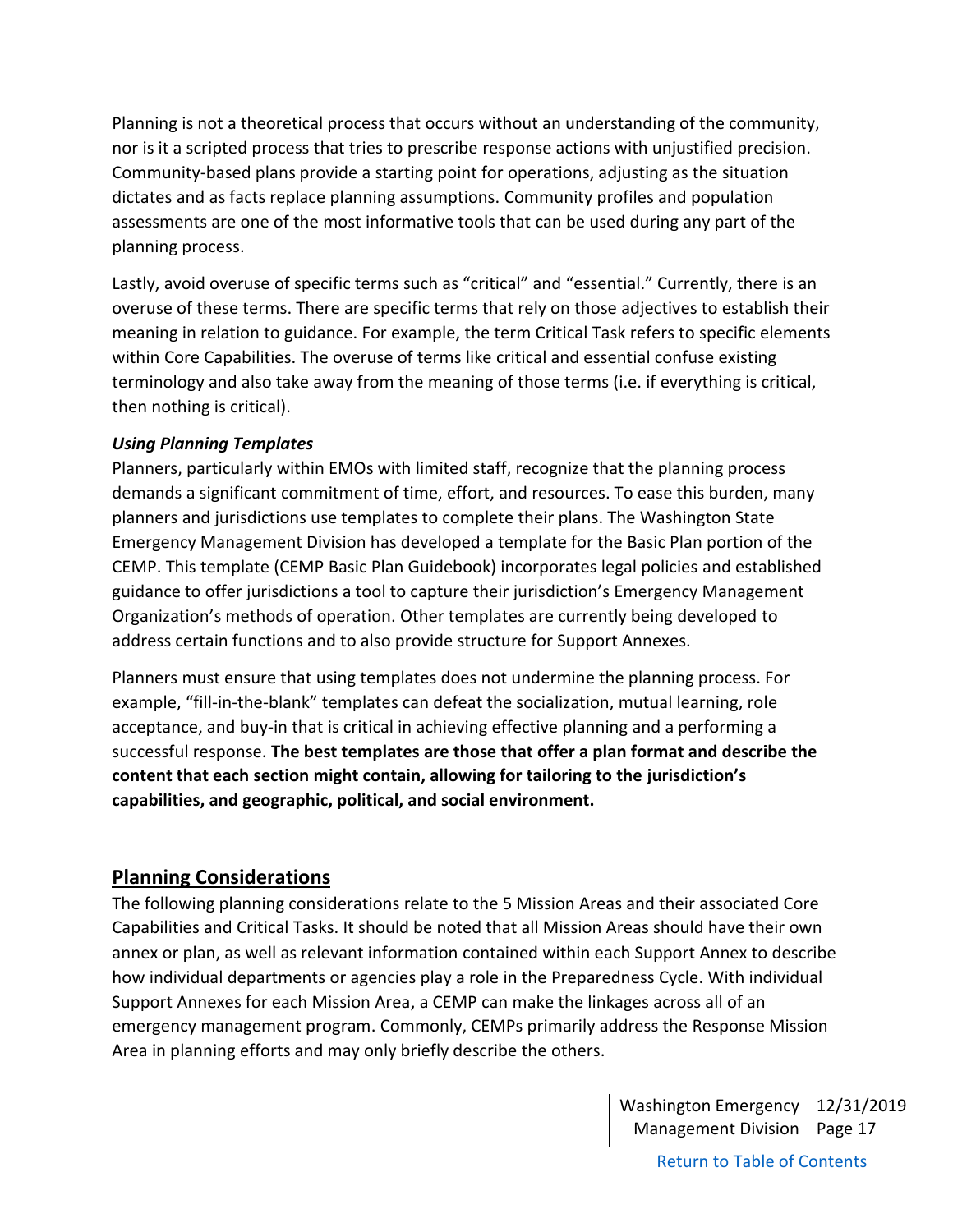Planning is not a theoretical process that occurs without an understanding of the community, nor is it a scripted process that tries to prescribe response actions with unjustified precision. Community-based plans provide a starting point for operations, adjusting as the situation dictates and as facts replace planning assumptions. Community profiles and population assessments are one of the most informative tools that can be used during any part of the planning process.

Lastly, avoid overuse of specific terms such as "critical" and "essential." Currently, there is an overuse of these terms. There are specific terms that rely on those adjectives to establish their meaning in relation to guidance. For example, the term Critical Task refers to specific elements within Core Capabilities. The overuse of terms like critical and essential confuse existing terminology and also take away from the meaning of those terms (i.e. if everything is critical, then nothing is critical).

***Using Planning Templates***

Planners, particularly within EMOs with limited staff, recognize that the planning process demands a significant commitment of time, effort, and resources. To ease this burden, many planners and jurisdictions use templates to complete their plans. The Washington State Emergency Management Division has developed a template for the Basic Plan portion of the CEMP. This template (CEMP Basic Plan Guidebook) incorporates legal policies and established guidance to offer jurisdictions a tool to capture their jurisdiction's Emergency Management Organization's methods of operation. Other templates are currently being developed to address certain functions and to also provide structure for Support Annexes.

Planners must ensure that using templates does not undermine the planning process. For example, "fill-in-the-blank" templates can defeat the socialization, mutual learning, role acceptance, and buy-in that is critical in achieving effective planning and a performing a successful response. **The best templates are those that offer a plan format and describe the content that each section might contain, allowing for tailoring to the jurisdiction's capabilities, and geographic, political, and social environment.**

## Planning Considerations

The following planning considerations relate to the 5 Mission Areas and their associated Core Capabilities and Critical Tasks. It should be noted that all Mission Areas should have their own annex or plan, as well as relevant information contained within each Support Annex to describe how individual departments or agencies play a role in the Preparedness Cycle. With individual Support Annexes for each Mission Area, a CEMP can make the linkages across all of an emergency management program. Commonly, CEMPs primarily address the Response Mission Area in planning efforts and may only briefly describe the others.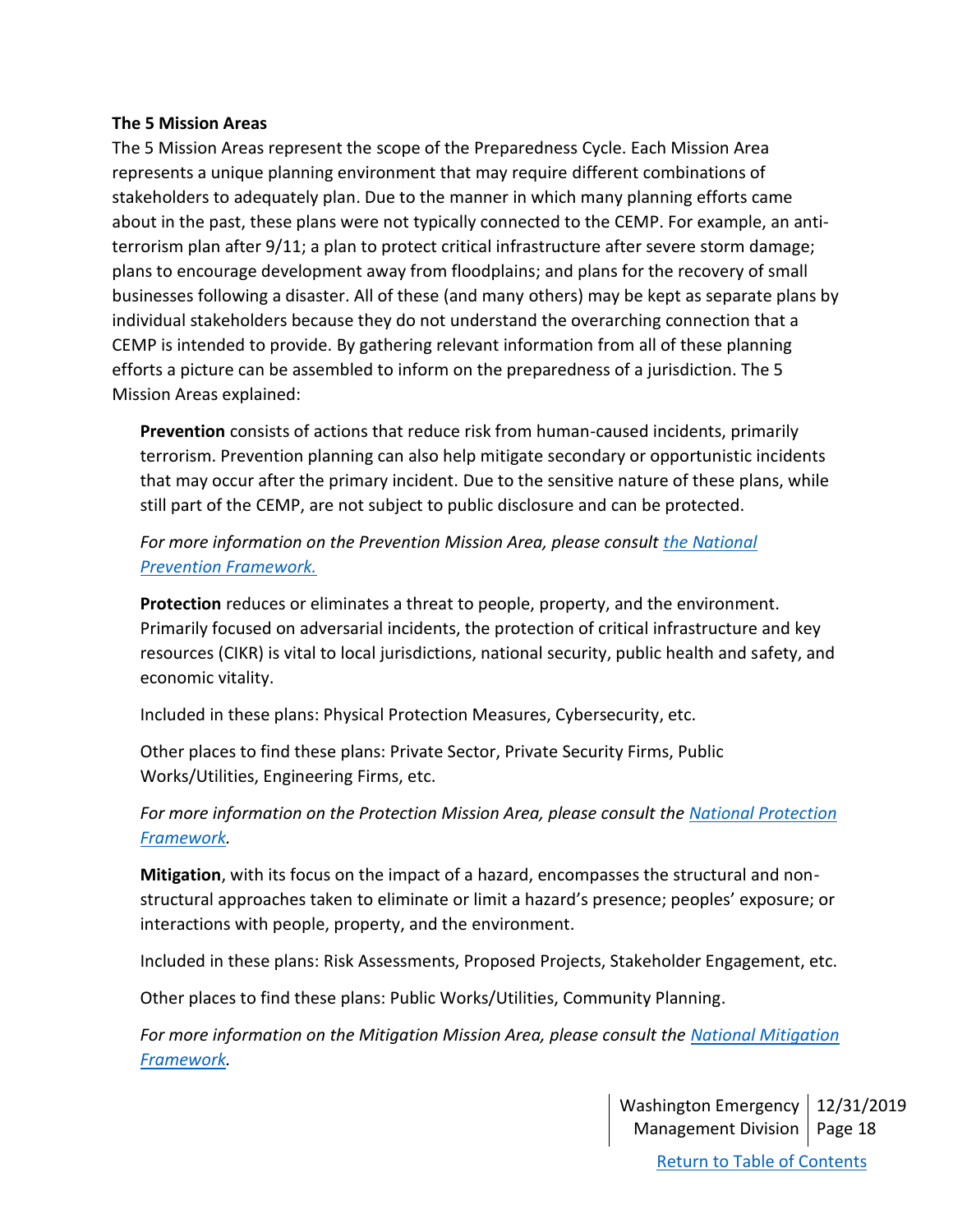**The 5 Mission Areas**

The 5 Mission Areas represent the scope of the Preparedness Cycle. Each Mission Area represents a unique planning environment that may require different combinations of stakeholders to adequately plan. Due to the manner in which many planning efforts came about in the past, these plans were not typically connected to the CEMP. For example, an anti-terrorism plan after 9/11; a plan to protect critical infrastructure after severe storm damage; plans to encourage development away from floodplains; and plans for the recovery of small businesses following a disaster. All of these (and many others) may be kept as separate plans by individual stakeholders because they do not understand the overarching connection that a CEMP is intended to provide. By gathering relevant information from all of these planning efforts a picture can be assembled to inform on the preparedness of a jurisdiction. The 5 Mission Areas explained:

**Prevention** consists of actions that reduce risk from human-caused incidents, primarily terrorism. Prevention planning can also help mitigate secondary or opportunistic incidents that may occur after the primary incident. Due to the sensitive nature of these plans, while still part of the CEMP, are not subject to public disclosure and can be protected.

*For more information on the Prevention Mission Area, please consult the National Prevention Framework.*

**Protection** reduces or eliminates a threat to people, property, and the environment. Primarily focused on adversarial incidents, the protection of critical infrastructure and key resources (CIKR) is vital to local jurisdictions, national security, public health and safety, and economic vitality.

Included in these plans: Physical Protection Measures, Cybersecurity, etc.

Other places to find these plans: Private Sector, Private Security Firms, Public Works/Utilities, Engineering Firms, etc.

*For more information on the Protection Mission Area, please consult the National Protection Framework.*

**Mitigation**, with its focus on the impact of a hazard, encompasses the structural and non-structural approaches taken to eliminate or limit a hazard's presence; peoples' exposure; or interactions with people, property, and the environment.

Included in these plans: Risk Assessments, Proposed Projects, Stakeholder Engagement, etc.

Other places to find these plans: Public Works/Utilities, Community Planning.

*For more information on the Mitigation Mission Area, please consult the National Mitigation Framework.*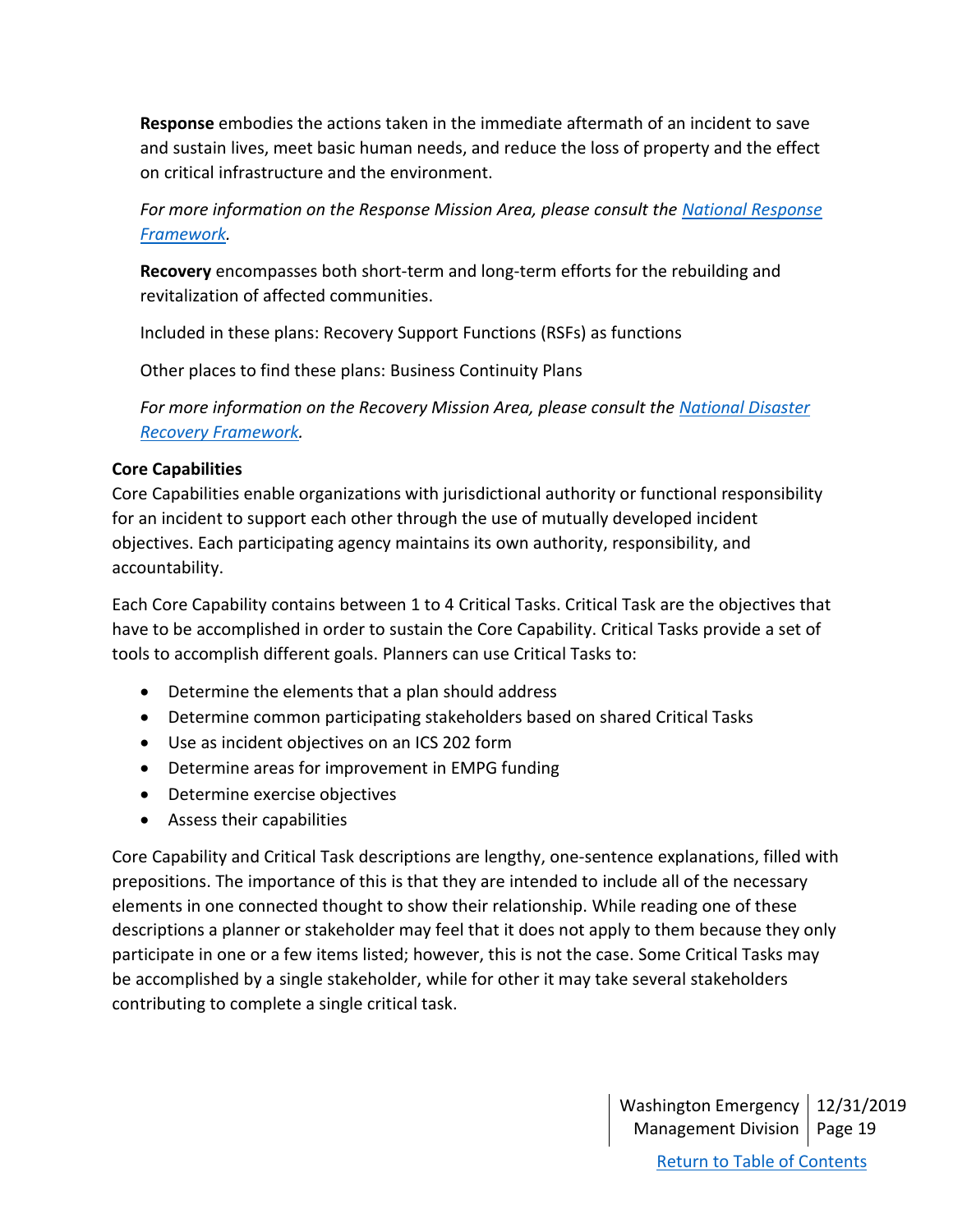**Response** embodies the actions taken in the immediate aftermath of an incident to save and sustain lives, meet basic human needs, and reduce the loss of property and the effect on critical infrastructure and the environment.

*For more information on the Response Mission Area, please consult the [National Response Framework](National Response Framework).*

**Recovery** encompasses both short-term and long-term efforts for the rebuilding and revitalization of affected communities.

Included in these plans: Recovery Support Functions (RSFs) as functions

Other places to find these plans: Business Continuity Plans

*For more information on the Recovery Mission Area, please consult the [National Disaster Recovery Framework](National Disaster Recovery Framework).*

**Core Capabilities**

Core Capabilities enable organizations with jurisdictional authority or functional responsibility for an incident to support each other through the use of mutually developed incident objectives. Each participating agency maintains its own authority, responsibility, and accountability.

Each Core Capability contains between 1 to 4 Critical Tasks. Critical Task are the objectives that have to be accomplished in order to sustain the Core Capability. Critical Tasks provide a set of tools to accomplish different goals. Planners can use Critical Tasks to:

- Determine the elements that a plan should address
- Determine common participating stakeholders based on shared Critical Tasks
- Use as incident objectives on an ICS 202 form
- Determine areas for improvement in EMPG funding
- Determine exercise objectives
- Assess their capabilities

Core Capability and Critical Task descriptions are lengthy, one-sentence explanations, filled with prepositions. The importance of this is that they are intended to include all of the necessary elements in one connected thought to show their relationship. While reading one of these descriptions a planner or stakeholder may feel that it does not apply to them because they only participate in one or a few items listed; however, this is not the case. Some Critical Tasks may be accomplished by a single stakeholder, while for other it may take several stakeholders contributing to complete a single critical task.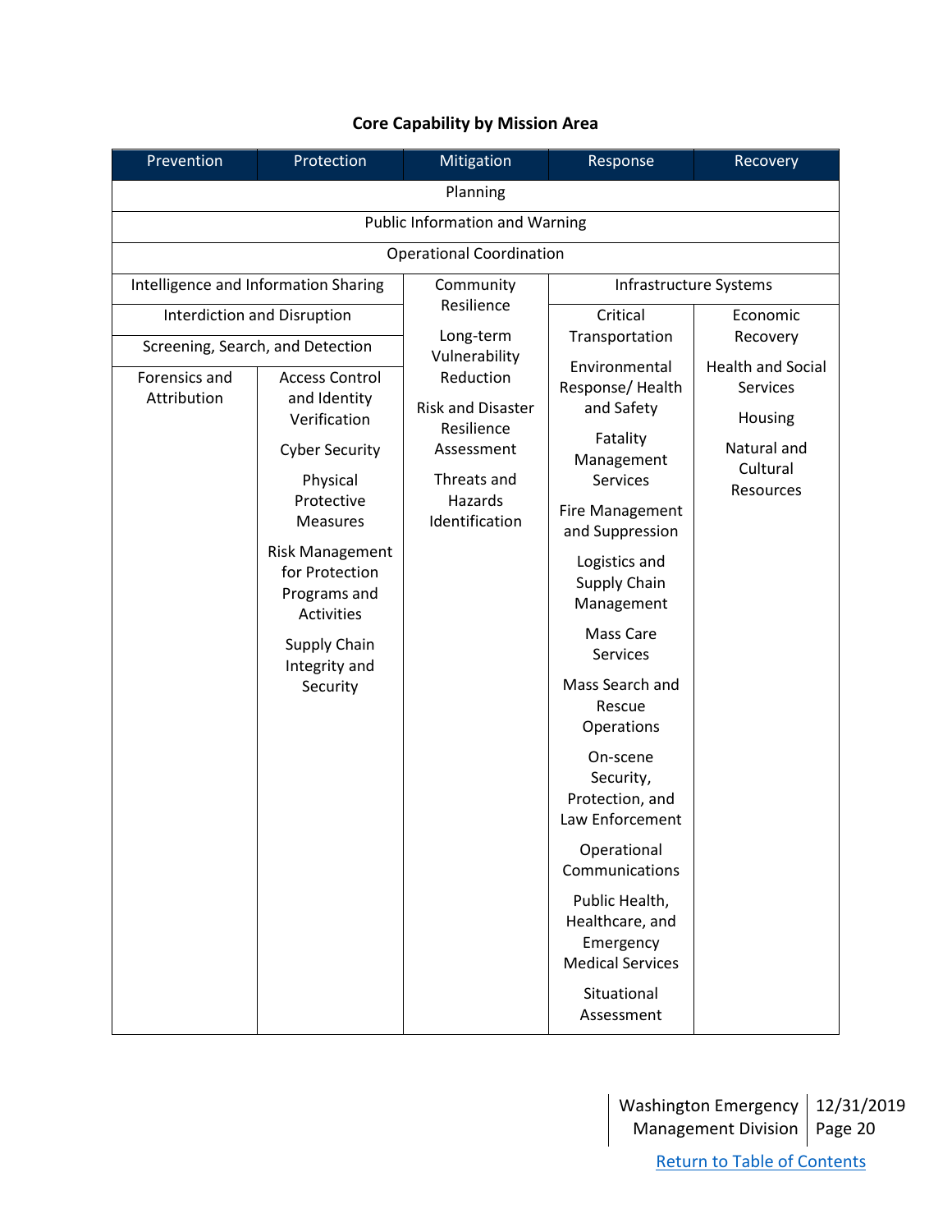**Core Capability by Mission Area**

| Prevention | Protection | Mitigation | Response | Recovery |
|---|---|---|---|---|
| Planning | | | | |
| Public Information and Warning | | | | |
| Operational Coordination | | | | |
| Intelligence and Information Sharing | | Community Resilience<br>Long-term Vulnerability Reduction<br>Risk and Disaster Resilience Assessment<br>Threats and Hazards Identification | Infrastructure Systems | |
| Interdiction and Disruption | | | Critical Transportation<br>Environmental Response/ Health and Safety<br>Fatality Management Services<br>Fire Management and Suppression<br>Logistics and Supply Chain Management<br>Mass Care Services<br>Mass Search and Rescue Operations<br>On-scene Security, Protection, and Law Enforcement<br>Operational Communications<br>Public Health, Healthcare, and Emergency Medical Services<br>Situational Assessment | Economic Recovery<br>Health and Social Services<br>Housing<br>Natural and Cultural Resources |
| Screening, Search, and Detection | | | | |
| Forensics and Attribution | Access Control and Identity Verification<br>Cyber Security<br>Physical Protective Measures<br>Risk Management for Protection Programs and Activities<br>Supply Chain Integrity and Security | | | |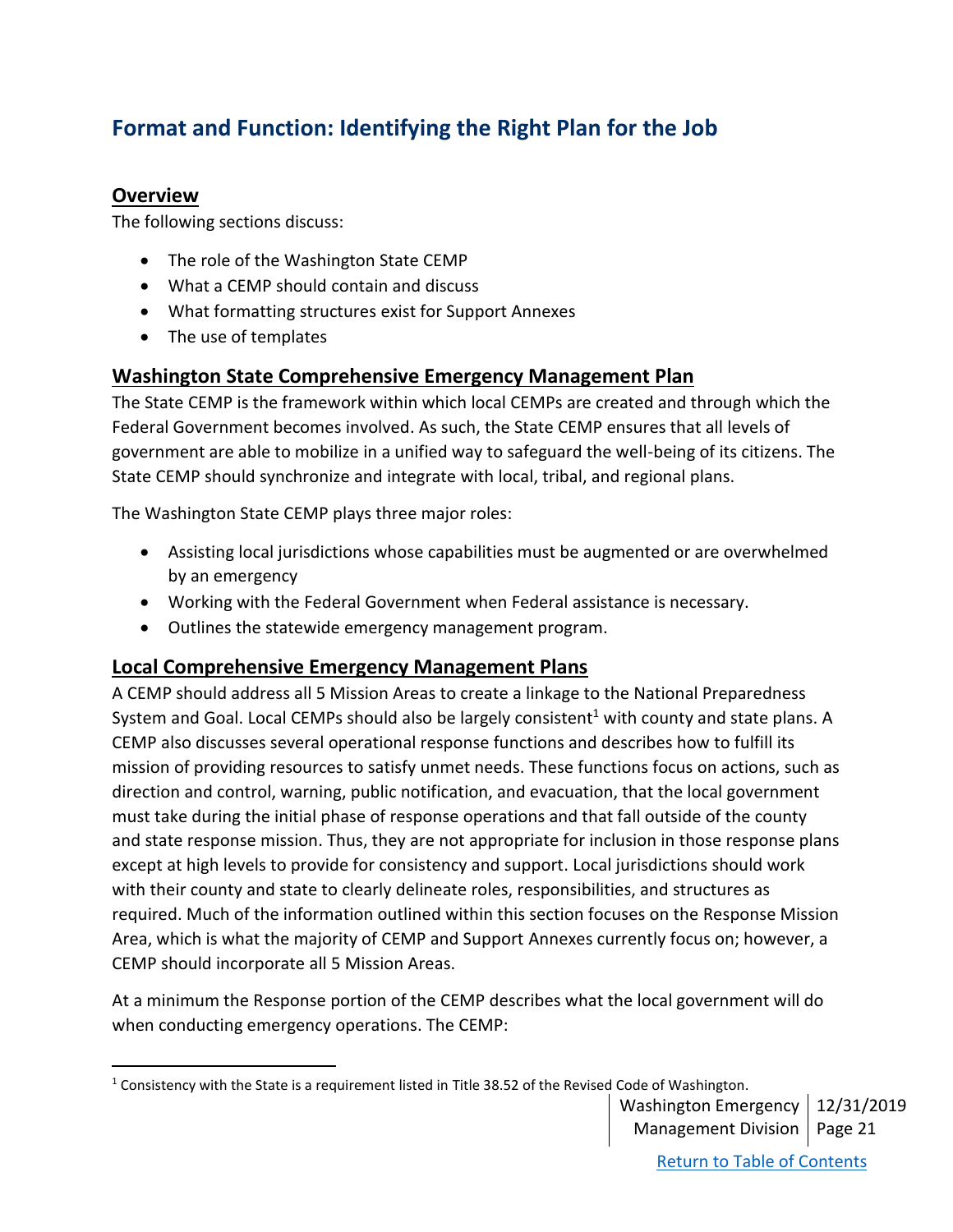# Format and Function: Identifying the Right Plan for the Job

## Overview

The following sections discuss:

- The role of the Washington State CEMP
- What a CEMP should contain and discuss
- What formatting structures exist for Support Annexes
- The use of templates

## Washington State Comprehensive Emergency Management Plan

The State CEMP is the framework within which local CEMPs are created and through which the Federal Government becomes involved. As such, the State CEMP ensures that all levels of government are able to mobilize in a unified way to safeguard the well-being of its citizens. The State CEMP should synchronize and integrate with local, tribal, and regional plans.

The Washington State CEMP plays three major roles:

- Assisting local jurisdictions whose capabilities must be augmented or are overwhelmed by an emergency
- Working with the Federal Government when Federal assistance is necessary.
- Outlines the statewide emergency management program.

## Local Comprehensive Emergency Management Plans

A CEMP should address all 5 Mission Areas to create a linkage to the National Preparedness System and Goal. Local CEMPs should also be largely consistent[1] with county and state plans. A CEMP also discusses several operational response functions and describes how to fulfill its mission of providing resources to satisfy unmet needs. These functions focus on actions, such as direction and control, warning, public notification, and evacuation, that the local government must take during the initial phase of response operations and that fall outside of the county and state response mission. Thus, they are not appropriate for inclusion in those response plans except at high levels to provide for consistency and support. Local jurisdictions should work with their county and state to clearly delineate roles, responsibilities, and structures as required. Much of the information outlined within this section focuses on the Response Mission Area, which is what the majority of CEMP and Support Annexes currently focus on; however, a CEMP should incorporate all 5 Mission Areas.

At a minimum the Response portion of the CEMP describes what the local government will do when conducting emergency operations. The CEMP:

[1] Consistency with the State is a requirement listed in Title 38.52 of the Revised Code of Washington.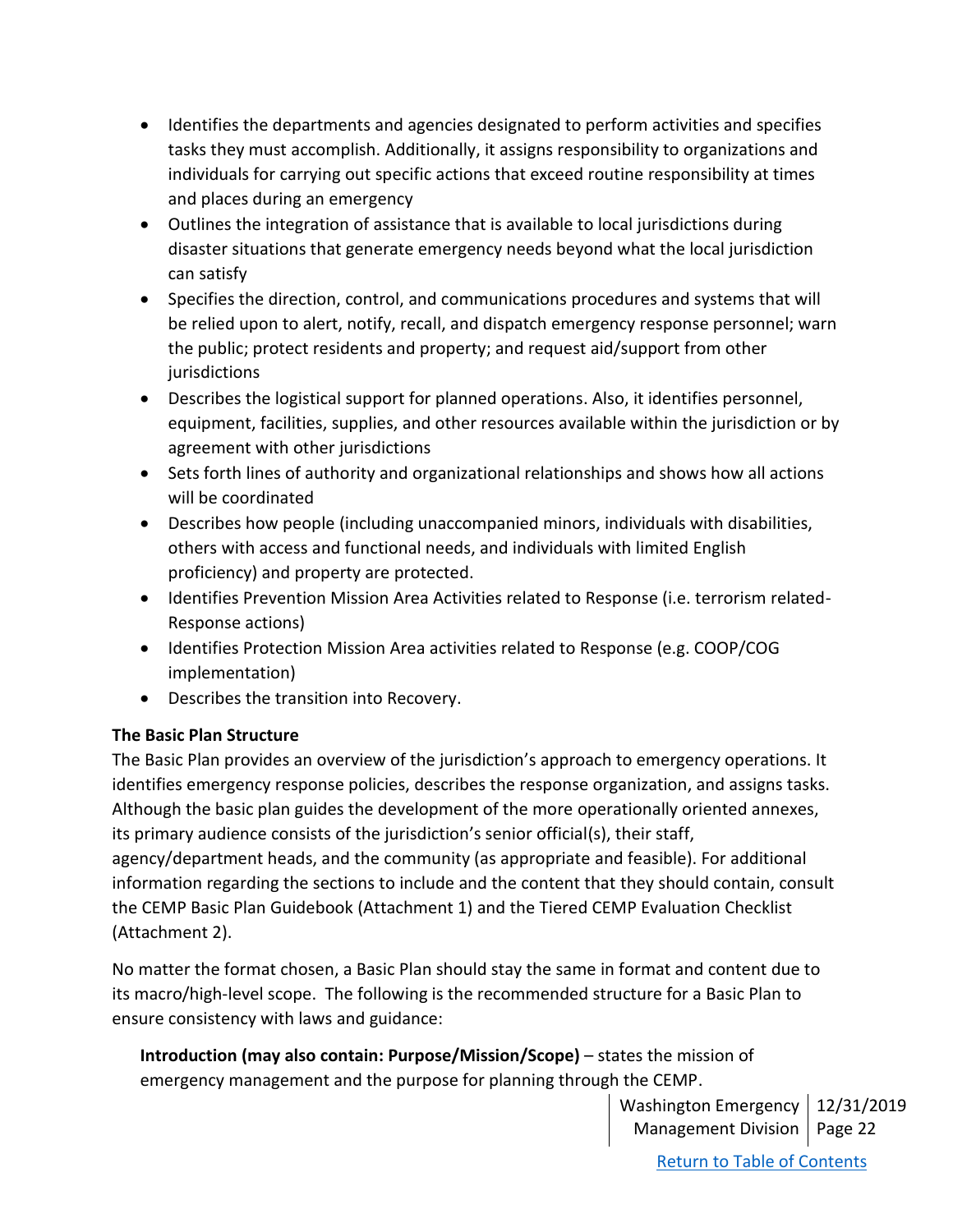- Identifies the departments and agencies designated to perform activities and specifies tasks they must accomplish. Additionally, it assigns responsibility to organizations and individuals for carrying out specific actions that exceed routine responsibility at times and places during an emergency
- Outlines the integration of assistance that is available to local jurisdictions during disaster situations that generate emergency needs beyond what the local jurisdiction can satisfy
- Specifies the direction, control, and communications procedures and systems that will be relied upon to alert, notify, recall, and dispatch emergency response personnel; warn the public; protect residents and property; and request aid/support from other jurisdictions
- Describes the logistical support for planned operations. Also, it identifies personnel, equipment, facilities, supplies, and other resources available within the jurisdiction or by agreement with other jurisdictions
- Sets forth lines of authority and organizational relationships and shows how all actions will be coordinated
- Describes how people (including unaccompanied minors, individuals with disabilities, others with access and functional needs, and individuals with limited English proficiency) and property are protected.
- Identifies Prevention Mission Area Activities related to Response (i.e. terrorism related-Response actions)
- Identifies Protection Mission Area activities related to Response (e.g. COOP/COG implementation)
- Describes the transition into Recovery.

**The Basic Plan Structure**

The Basic Plan provides an overview of the jurisdiction's approach to emergency operations. It identifies emergency response policies, describes the response organization, and assigns tasks. Although the basic plan guides the development of the more operationally oriented annexes, its primary audience consists of the jurisdiction's senior official(s), their staff, agency/department heads, and the community (as appropriate and feasible). For additional information regarding the sections to include and the content that they should contain, consult the CEMP Basic Plan Guidebook (Attachment 1) and the Tiered CEMP Evaluation Checklist (Attachment 2).

No matter the format chosen, a Basic Plan should stay the same in format and content due to its macro/high-level scope. The following is the recommended structure for a Basic Plan to ensure consistency with laws and guidance:

**Introduction (may also contain: Purpose/Mission/Scope)** – states the mission of emergency management and the purpose for planning through the CEMP.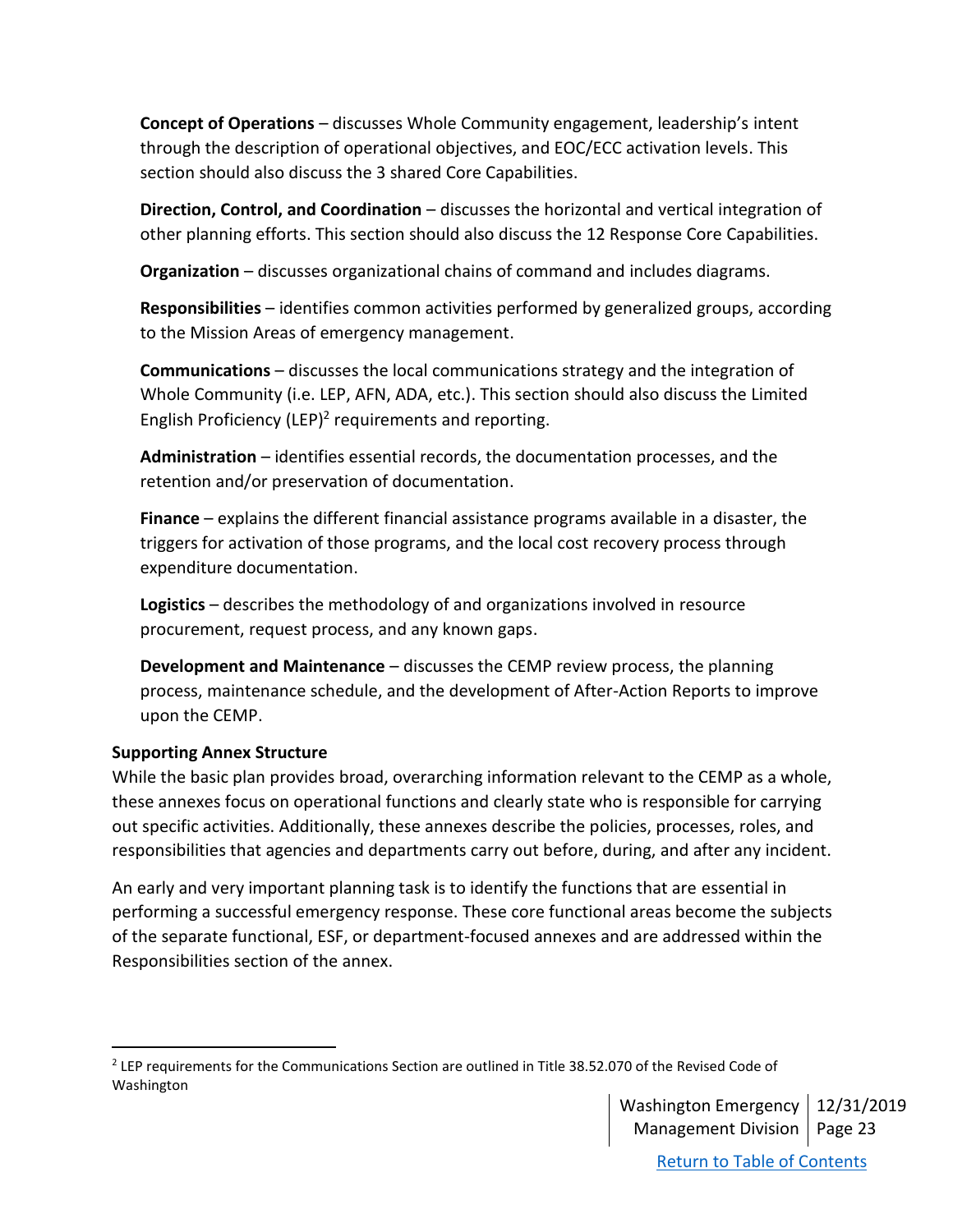**Concept of Operations** – discusses Whole Community engagement, leadership's intent through the description of operational objectives, and EOC/ECC activation levels. This section should also discuss the 3 shared Core Capabilities.

**Direction, Control, and Coordination** – discusses the horizontal and vertical integration of other planning efforts. This section should also discuss the 12 Response Core Capabilities.

**Organization** – discusses organizational chains of command and includes diagrams.

**Responsibilities** – identifies common activities performed by generalized groups, according to the Mission Areas of emergency management.

**Communications** – discusses the local communications strategy and the integration of Whole Community (i.e. LEP, AFN, ADA, etc.). This section should also discuss the Limited English Proficiency (LEP)[2] requirements and reporting.

**Administration** – identifies essential records, the documentation processes, and the retention and/or preservation of documentation.

**Finance** – explains the different financial assistance programs available in a disaster, the triggers for activation of those programs, and the local cost recovery process through expenditure documentation.

**Logistics** – describes the methodology of and organizations involved in resource procurement, request process, and any known gaps.

**Development and Maintenance** – discusses the CEMP review process, the planning process, maintenance schedule, and the development of After-Action Reports to improve upon the CEMP.

**Supporting Annex Structure**

While the basic plan provides broad, overarching information relevant to the CEMP as a whole, these annexes focus on operational functions and clearly state who is responsible for carrying out specific activities. Additionally, these annexes describe the policies, processes, roles, and responsibilities that agencies and departments carry out before, during, and after any incident.

An early and very important planning task is to identify the functions that are essential in performing a successful emergency response. These core functional areas become the subjects of the separate functional, ESF, or department-focused annexes and are addressed within the Responsibilities section of the annex.

[2] LEP requirements for the Communications Section are outlined in Title 38.52.070 of the Revised Code of Washington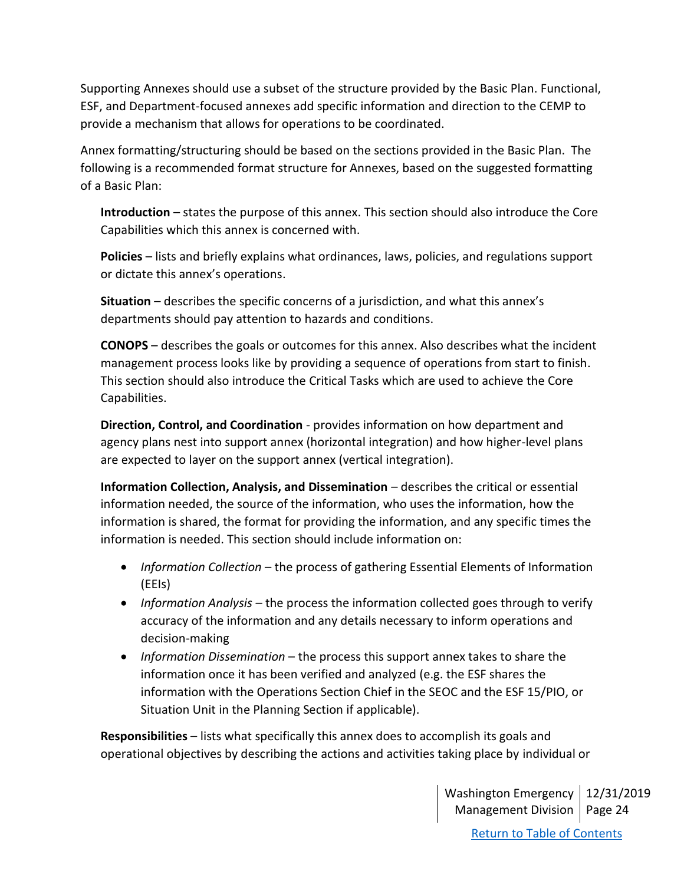Supporting Annexes should use a subset of the structure provided by the Basic Plan. Functional, ESF, and Department-focused annexes add specific information and direction to the CEMP to provide a mechanism that allows for operations to be coordinated.

Annex formatting/structuring should be based on the sections provided in the Basic Plan. The following is a recommended format structure for Annexes, based on the suggested formatting of a Basic Plan:

**Introduction** – states the purpose of this annex. This section should also introduce the Core Capabilities which this annex is concerned with.

**Policies** – lists and briefly explains what ordinances, laws, policies, and regulations support or dictate this annex's operations.

**Situation** – describes the specific concerns of a jurisdiction, and what this annex's departments should pay attention to hazards and conditions.

**CONOPS** – describes the goals or outcomes for this annex. Also describes what the incident management process looks like by providing a sequence of operations from start to finish. This section should also introduce the Critical Tasks which are used to achieve the Core Capabilities.

**Direction, Control, and Coordination** - provides information on how department and agency plans nest into support annex (horizontal integration) and how higher-level plans are expected to layer on the support annex (vertical integration).

**Information Collection, Analysis, and Dissemination** – describes the critical or essential information needed, the source of the information, who uses the information, how the information is shared, the format for providing the information, and any specific times the information is needed. This section should include information on:

- *Information Collection* – the process of gathering Essential Elements of Information (EEIs)
- *Information Analysis* – the process the information collected goes through to verify accuracy of the information and any details necessary to inform operations and decision-making
- *Information Dissemination* – the process this support annex takes to share the information once it has been verified and analyzed (e.g. the ESF shares the information with the Operations Section Chief in the SEOC and the ESF 15/PIO, or Situation Unit in the Planning Section if applicable).

**Responsibilities** – lists what specifically this annex does to accomplish its goals and operational objectives by describing the actions and activities taking place by individual or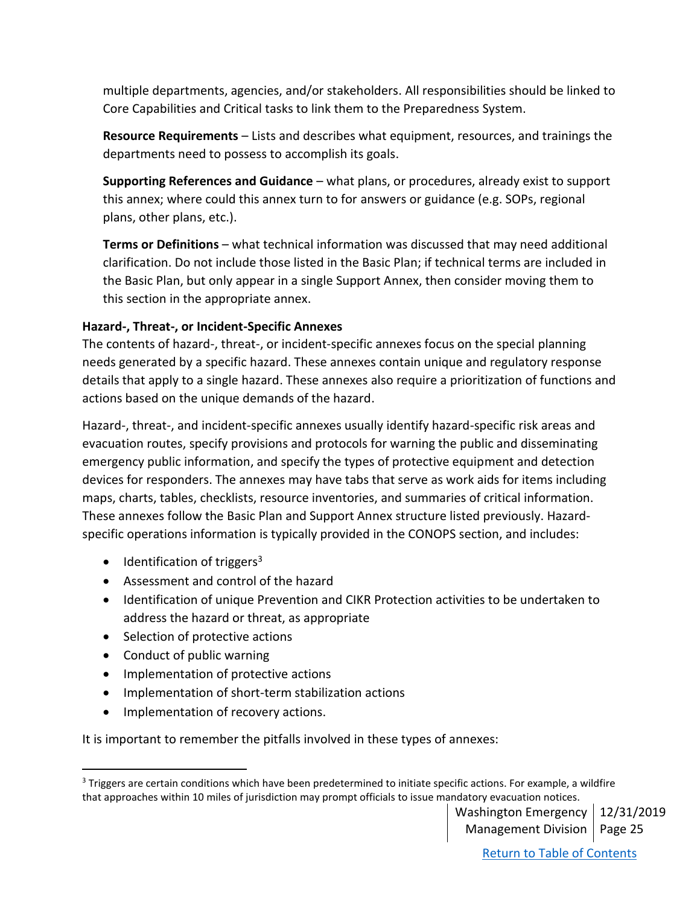multiple departments, agencies, and/or stakeholders. All responsibilities should be linked to Core Capabilities and Critical tasks to link them to the Preparedness System.

**Resource Requirements** – Lists and describes what equipment, resources, and trainings the departments need to possess to accomplish its goals.

**Supporting References and Guidance** – what plans, or procedures, already exist to support this annex; where could this annex turn to for answers or guidance (e.g. SOPs, regional plans, other plans, etc.).

**Terms or Definitions** – what technical information was discussed that may need additional clarification. Do not include those listed in the Basic Plan; if technical terms are included in the Basic Plan, but only appear in a single Support Annex, then consider moving them to this section in the appropriate annex.

**Hazard-, Threat-, or Incident-Specific Annexes**

The contents of hazard-, threat-, or incident-specific annexes focus on the special planning needs generated by a specific hazard. These annexes contain unique and regulatory response details that apply to a single hazard. These annexes also require a prioritization of functions and actions based on the unique demands of the hazard.

Hazard-, threat-, and incident-specific annexes usually identify hazard-specific risk areas and evacuation routes, specify provisions and protocols for warning the public and disseminating emergency public information, and specify the types of protective equipment and detection devices for responders. The annexes may have tabs that serve as work aids for items including maps, charts, tables, checklists, resource inventories, and summaries of critical information. These annexes follow the Basic Plan and Support Annex structure listed previously. Hazard-specific operations information is typically provided in the CONOPS section, and includes:

- Identification of triggers[3]
- Assessment and control of the hazard
- Identification of unique Prevention and CIKR Protection activities to be undertaken to address the hazard or threat, as appropriate
- Selection of protective actions
- Conduct of public warning
- Implementation of protective actions
- Implementation of short-term stabilization actions
- Implementation of recovery actions.

It is important to remember the pitfalls involved in these types of annexes:

[3] Triggers are certain conditions which have been predetermined to initiate specific actions. For example, a wildfire that approaches within 10 miles of jurisdiction may prompt officials to issue mandatory evacuation notices.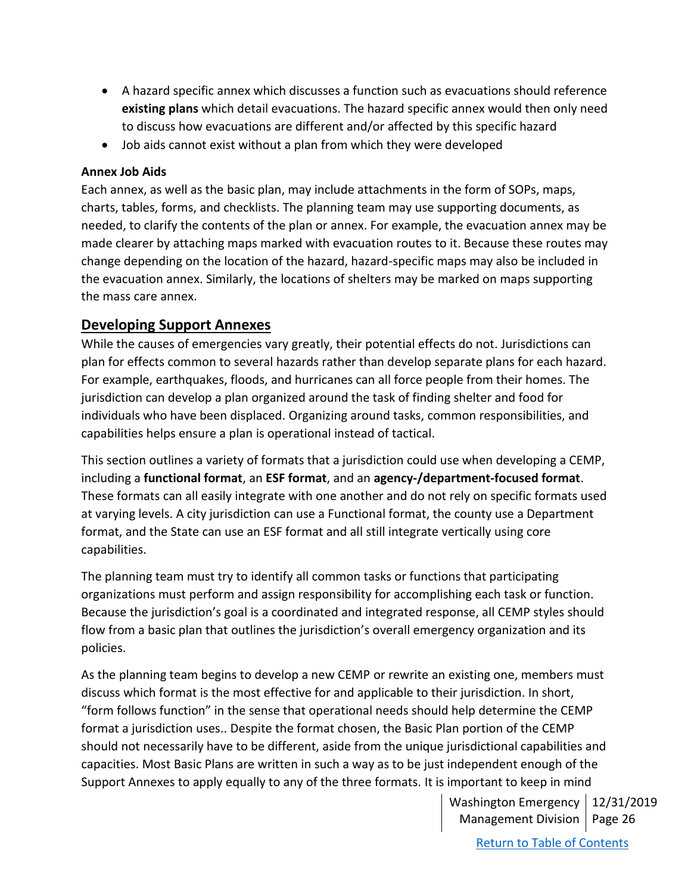- A hazard specific annex which discusses a function such as evacuations should reference **existing plans** which detail evacuations. The hazard specific annex would then only need to discuss how evacuations are different and/or affected by this specific hazard
- Job aids cannot exist without a plan from which they were developed

**Annex Job Aids**

Each annex, as well as the basic plan, may include attachments in the form of SOPs, maps, charts, tables, forms, and checklists. The planning team may use supporting documents, as needed, to clarify the contents of the plan or annex. For example, the evacuation annex may be made clearer by attaching maps marked with evacuation routes to it. Because these routes may change depending on the location of the hazard, hazard-specific maps may also be included in the evacuation annex. Similarly, the locations of shelters may be marked on maps supporting the mass care annex.

## Developing Support Annexes

While the causes of emergencies vary greatly, their potential effects do not. Jurisdictions can plan for effects common to several hazards rather than develop separate plans for each hazard. For example, earthquakes, floods, and hurricanes can all force people from their homes. The jurisdiction can develop a plan organized around the task of finding shelter and food for individuals who have been displaced. Organizing around tasks, common responsibilities, and capabilities helps ensure a plan is operational instead of tactical.

This section outlines a variety of formats that a jurisdiction could use when developing a CEMP, including a **functional format**, an **ESF format**, and an **agency-/department-focused format**. These formats can all easily integrate with one another and do not rely on specific formats used at varying levels. A city jurisdiction can use a Functional format, the county use a Department format, and the State can use an ESF format and all still integrate vertically using core capabilities.

The planning team must try to identify all common tasks or functions that participating organizations must perform and assign responsibility for accomplishing each task or function. Because the jurisdiction's goal is a coordinated and integrated response, all CEMP styles should flow from a basic plan that outlines the jurisdiction's overall emergency organization and its policies.

As the planning team begins to develop a new CEMP or rewrite an existing one, members must discuss which format is the most effective for and applicable to their jurisdiction. In short, "form follows function" in the sense that operational needs should help determine the CEMP format a jurisdiction uses.. Despite the format chosen, the Basic Plan portion of the CEMP should not necessarily have to be different, aside from the unique jurisdictional capabilities and capacities. Most Basic Plans are written in such a way as to be just independent enough of the Support Annexes to apply equally to any of the three formats. It is important to keep in mind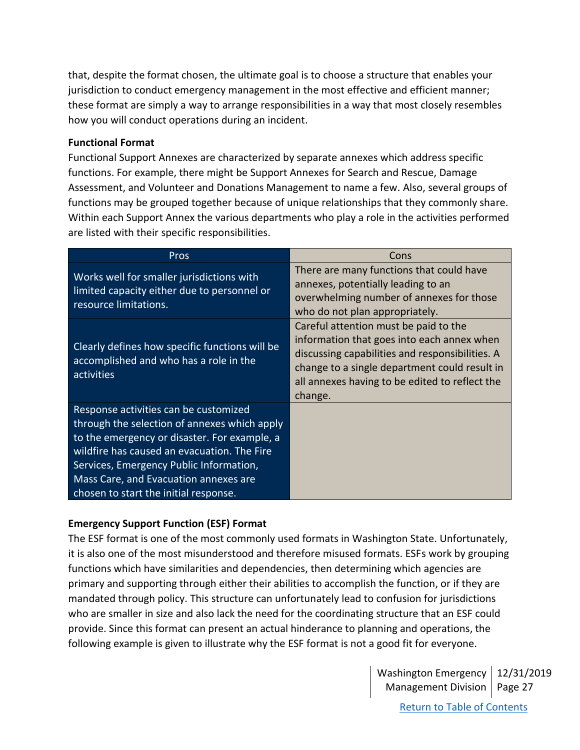that, despite the format chosen, the ultimate goal is to choose a structure that enables your jurisdiction to conduct emergency management in the most effective and efficient manner; these format are simply a way to arrange responsibilities in a way that most closely resembles how you will conduct operations during an incident.

**Functional Format**

Functional Support Annexes are characterized by separate annexes which address specific functions. For example, there might be Support Annexes for Search and Rescue, Damage Assessment, and Volunteer and Donations Management to name a few. Also, several groups of functions may be grouped together because of unique relationships that they commonly share. Within each Support Annex the various departments who play a role in the activities performed are listed with their specific responsibilities.

| Pros | Cons |
| --- | --- |
| Works well for smaller jurisdictions with limited capacity either due to personnel or resource limitations. | There are many functions that could have annexes, potentially leading to an overwhelming number of annexes for those who do not plan appropriately. |
| Clearly defines how specific functions will be accomplished and who has a role in the activities | Careful attention must be paid to the information that goes into each annex when discussing capabilities and responsibilities. A change to a single department could result in all annexes having to be edited to reflect the change. |
| Response activities can be customized through the selection of annexes which apply to the emergency or disaster. For example, a wildfire has caused an evacuation. The Fire Services, Emergency Public Information, Mass Care, and Evacuation annexes are chosen to start the initial response. | |

**Emergency Support Function (ESF) Format**

The ESF format is one of the most commonly used formats in Washington State. Unfortunately, it is also one of the most misunderstood and therefore misused formats. ESFs work by grouping functions which have similarities and dependencies, then determining which agencies are primary and supporting through either their abilities to accomplish the function, or if they are mandated through policy. This structure can unfortunately lead to confusion for jurisdictions who are smaller in size and also lack the need for the coordinating structure that an ESF could provide. Since this format can present an actual hinderance to planning and operations, the following example is given to illustrate why the ESF format is not a good fit for everyone.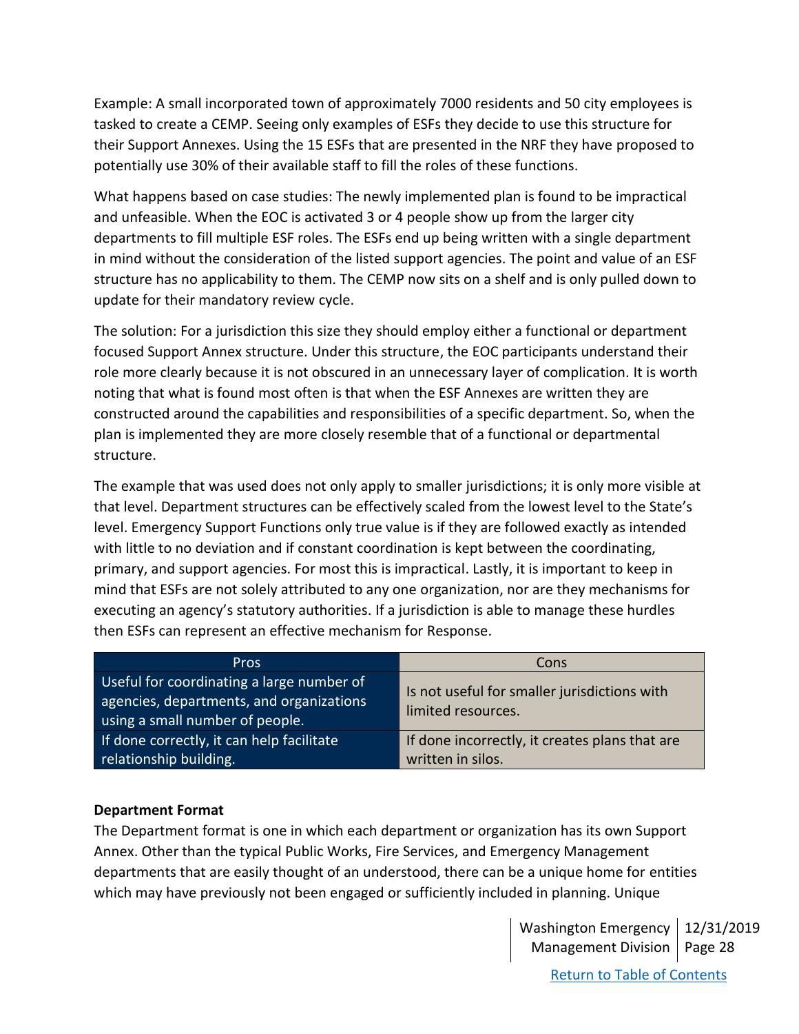Example: A small incorporated town of approximately 7000 residents and 50 city employees is tasked to create a CEMP. Seeing only examples of ESFs they decide to use this structure for their Support Annexes. Using the 15 ESFs that are presented in the NRF they have proposed to potentially use 30% of their available staff to fill the roles of these functions.

What happens based on case studies: The newly implemented plan is found to be impractical and unfeasible. When the EOC is activated 3 or 4 people show up from the larger city departments to fill multiple ESF roles. The ESFs end up being written with a single department in mind without the consideration of the listed support agencies. The point and value of an ESF structure has no applicability to them. The CEMP now sits on a shelf and is only pulled down to update for their mandatory review cycle.

The solution: For a jurisdiction this size they should employ either a functional or department focused Support Annex structure. Under this structure, the EOC participants understand their role more clearly because it is not obscured in an unnecessary layer of complication. It is worth noting that what is found most often is that when the ESF Annexes are written they are constructed around the capabilities and responsibilities of a specific department. So, when the plan is implemented they are more closely resemble that of a functional or departmental structure.

The example that was used does not only apply to smaller jurisdictions; it is only more visible at that level. Department structures can be effectively scaled from the lowest level to the State's level. Emergency Support Functions only true value is if they are followed exactly as intended with little to no deviation and if constant coordination is kept between the coordinating, primary, and support agencies. For most this is impractical. Lastly, it is important to keep in mind that ESFs are not solely attributed to any one organization, nor are they mechanisms for executing an agency's statutory authorities. If a jurisdiction is able to manage these hurdles then ESFs can represent an effective mechanism for Response.

| Pros | Cons |
|---|---|
| Useful for coordinating a large number of agencies, departments, and organizations using a small number of people. | Is not useful for smaller jurisdictions with limited resources. |
| If done correctly, it can help facilitate relationship building. | If done incorrectly, it creates plans that are written in silos. |

**Department Format**

The Department format is one in which each department or organization has its own Support Annex. Other than the typical Public Works, Fire Services, and Emergency Management departments that are easily thought of an understood, there can be a unique home for entities which may have previously not been engaged or sufficiently included in planning. Unique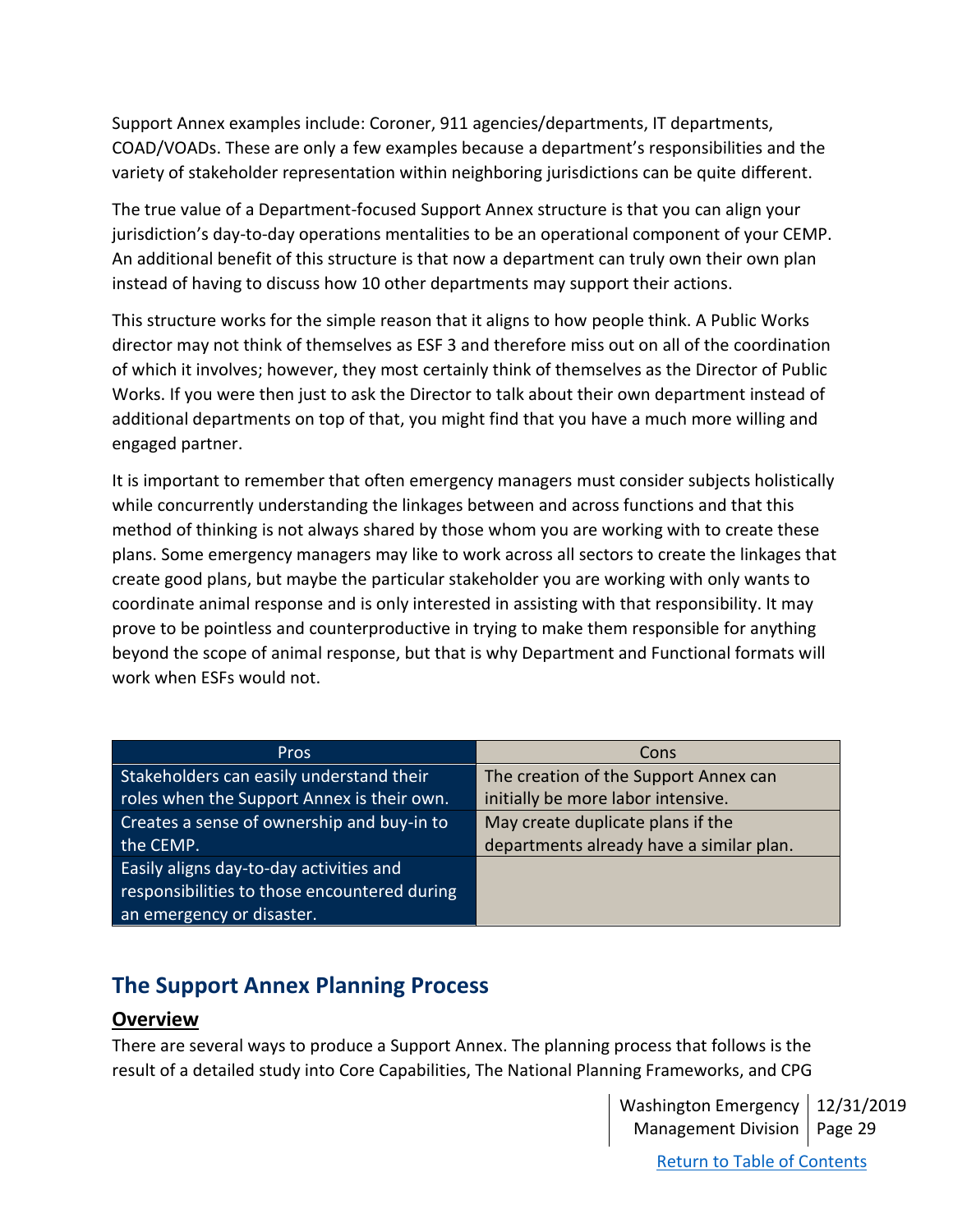Support Annex examples include: Coroner, 911 agencies/departments, IT departments, COAD/VOADs. These are only a few examples because a department's responsibilities and the variety of stakeholder representation within neighboring jurisdictions can be quite different.

The true value of a Department-focused Support Annex structure is that you can align your jurisdiction's day-to-day operations mentalities to be an operational component of your CEMP. An additional benefit of this structure is that now a department can truly own their own plan instead of having to discuss how 10 other departments may support their actions.

This structure works for the simple reason that it aligns to how people think. A Public Works director may not think of themselves as ESF 3 and therefore miss out on all of the coordination of which it involves; however, they most certainly think of themselves as the Director of Public Works. If you were then just to ask the Director to talk about their own department instead of additional departments on top of that, you might find that you have a much more willing and engaged partner.

It is important to remember that often emergency managers must consider subjects holistically while concurrently understanding the linkages between and across functions and that this method of thinking is not always shared by those whom you are working with to create these plans. Some emergency managers may like to work across all sectors to create the linkages that create good plans, but maybe the particular stakeholder you are working with only wants to coordinate animal response and is only interested in assisting with that responsibility. It may prove to be pointless and counterproductive in trying to make them responsible for anything beyond the scope of animal response, but that is why Department and Functional formats will work when ESFs would not.

| Pros | Cons |
|---|---|
| Stakeholders can easily understand their roles when the Support Annex is their own. | The creation of the Support Annex can initially be more labor intensive. |
| Creates a sense of ownership and buy-in to the CEMP. | May create duplicate plans if the departments already have a similar plan. |
| Easily aligns day-to-day activities and responsibilities to those encountered during an emergency or disaster. | |

## The Support Annex Planning Process

### Overview

There are several ways to produce a Support Annex. The planning process that follows is the result of a detailed study into Core Capabilities, The National Planning Frameworks, and CPG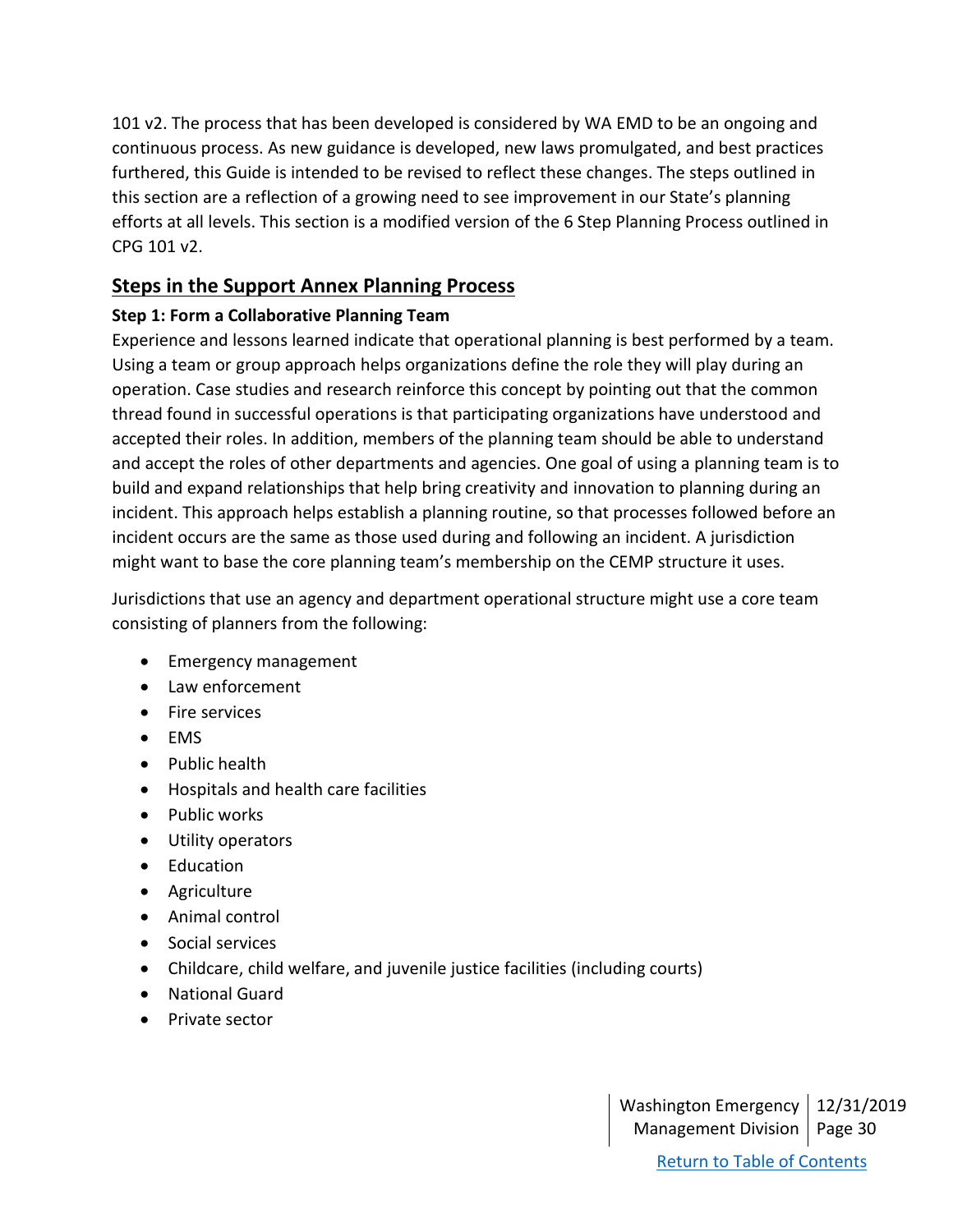101 v2. The process that has been developed is considered by WA EMD to be an ongoing and continuous process. As new guidance is developed, new laws promulgated, and best practices furthered, this Guide is intended to be revised to reflect these changes. The steps outlined in this section are a reflection of a growing need to see improvement in our State's planning efforts at all levels. This section is a modified version of the 6 Step Planning Process outlined in CPG 101 v2.

## Steps in the Support Annex Planning Process

### Step 1: Form a Collaborative Planning Team

Experience and lessons learned indicate that operational planning is best performed by a team. Using a team or group approach helps organizations define the role they will play during an operation. Case studies and research reinforce this concept by pointing out that the common thread found in successful operations is that participating organizations have understood and accepted their roles. In addition, members of the planning team should be able to understand and accept the roles of other departments and agencies. One goal of using a planning team is to build and expand relationships that help bring creativity and innovation to planning during an incident. This approach helps establish a planning routine, so that processes followed before an incident occurs are the same as those used during and following an incident. A jurisdiction might want to base the core planning team's membership on the CEMP structure it uses.

Jurisdictions that use an agency and department operational structure might use a core team consisting of planners from the following:

- Emergency management
- Law enforcement
- Fire services
- EMS
- Public health
- Hospitals and health care facilities
- Public works
- Utility operators
- Education
- Agriculture
- Animal control
- Social services
- Childcare, child welfare, and juvenile justice facilities (including courts)
- National Guard
- Private sector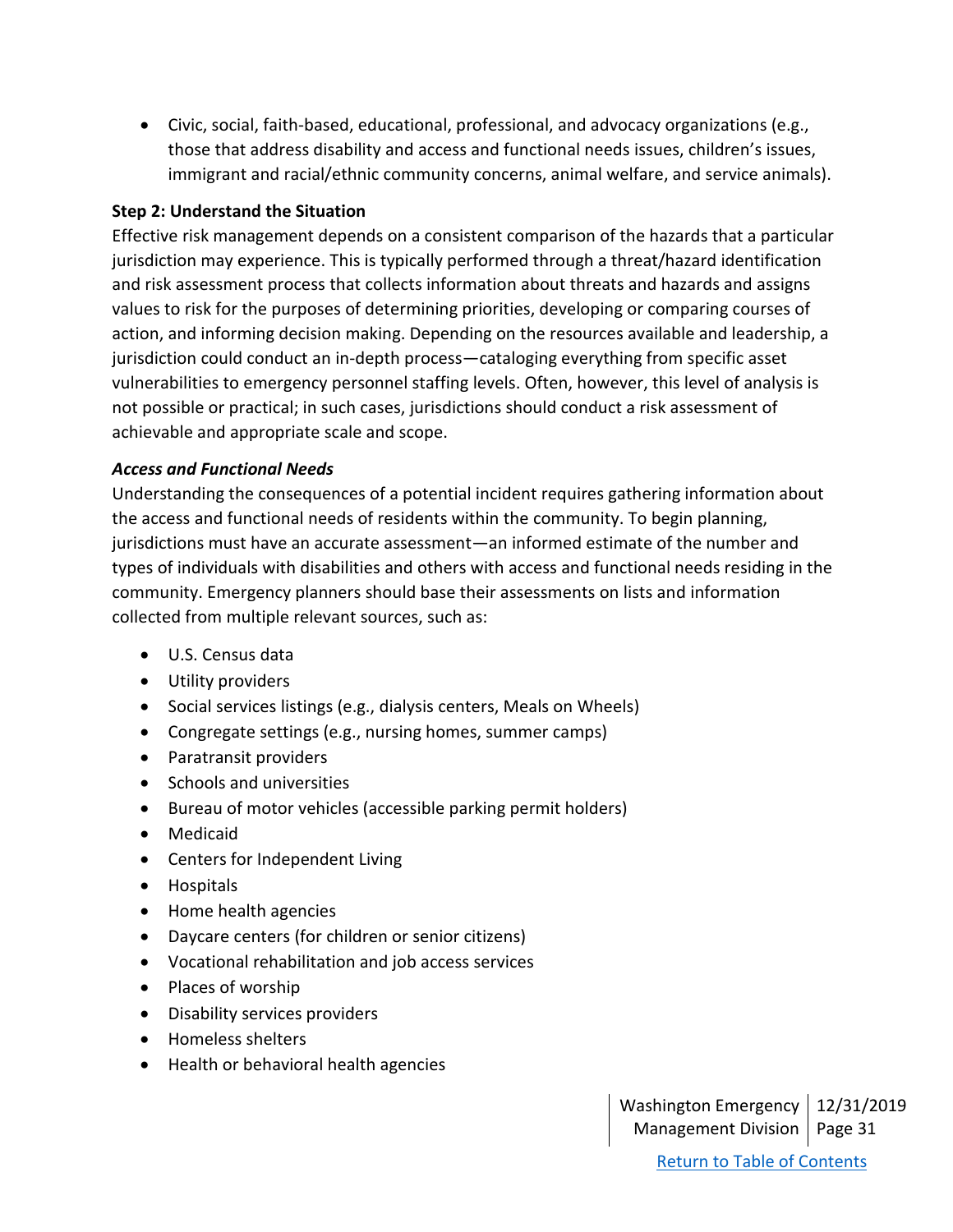- Civic, social, faith-based, educational, professional, and advocacy organizations (e.g., those that address disability and access and functional needs issues, children's issues, immigrant and racial/ethnic community concerns, animal welfare, and service animals).

**Step 2: Understand the Situation**

Effective risk management depends on a consistent comparison of the hazards that a particular jurisdiction may experience. This is typically performed through a threat/hazard identification and risk assessment process that collects information about threats and hazards and assigns values to risk for the purposes of determining priorities, developing or comparing courses of action, and informing decision making. Depending on the resources available and leadership, a jurisdiction could conduct an in-depth process—cataloging everything from specific asset vulnerabilities to emergency personnel staffing levels. Often, however, this level of analysis is not possible or practical; in such cases, jurisdictions should conduct a risk assessment of achievable and appropriate scale and scope.

***Access and Functional Needs***

Understanding the consequences of a potential incident requires gathering information about the access and functional needs of residents within the community. To begin planning, jurisdictions must have an accurate assessment—an informed estimate of the number and types of individuals with disabilities and others with access and functional needs residing in the community. Emergency planners should base their assessments on lists and information collected from multiple relevant sources, such as:

- U.S. Census data
- Utility providers
- Social services listings (e.g., dialysis centers, Meals on Wheels)
- Congregate settings (e.g., nursing homes, summer camps)
- Paratransit providers
- Schools and universities
- Bureau of motor vehicles (accessible parking permit holders)
- Medicaid
- Centers for Independent Living
- Hospitals
- Home health agencies
- Daycare centers (for children or senior citizens)
- Vocational rehabilitation and job access services
- Places of worship
- Disability services providers
- Homeless shelters
- Health or behavioral health agencies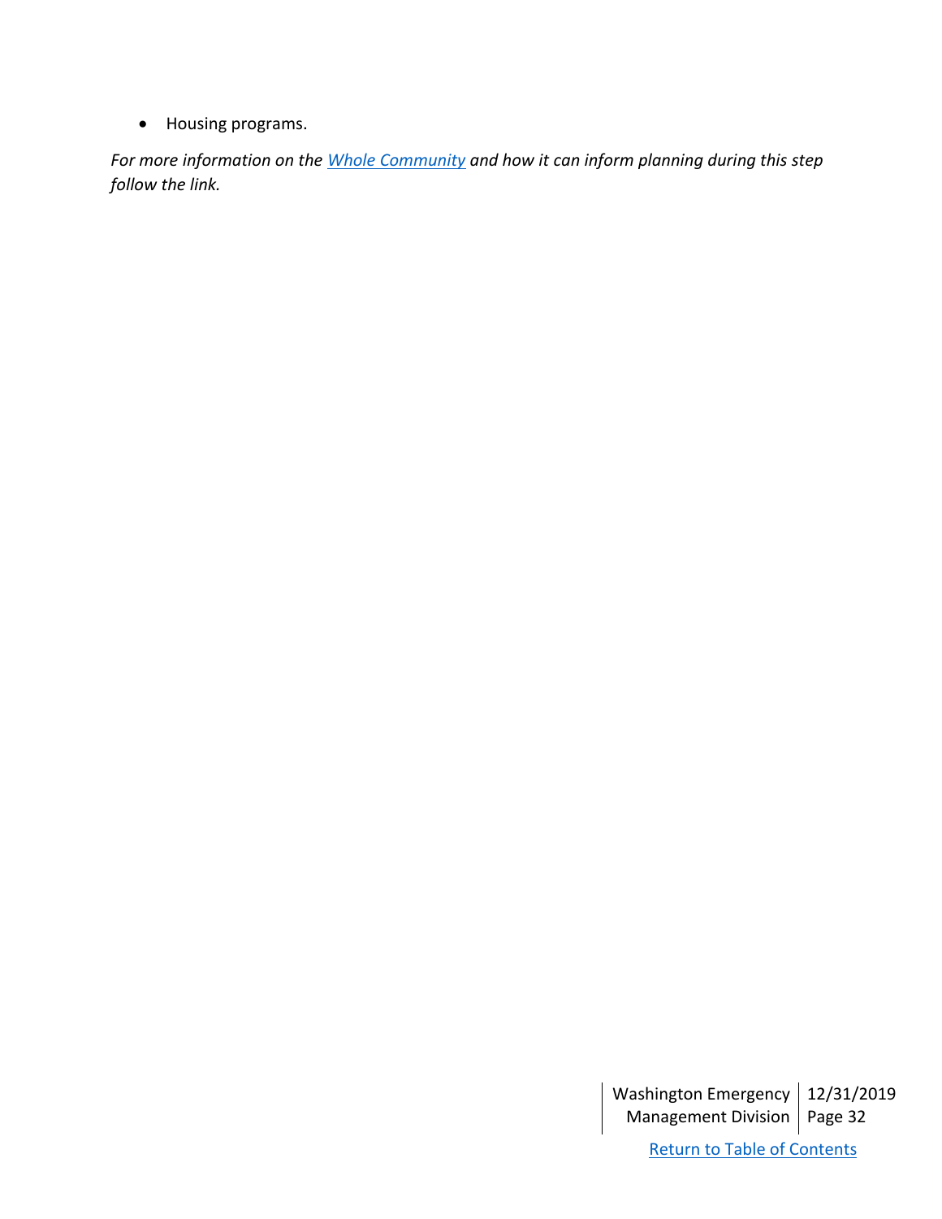- Housing programs.

*For more information on the Whole Community and how it can inform planning during this step follow the link.*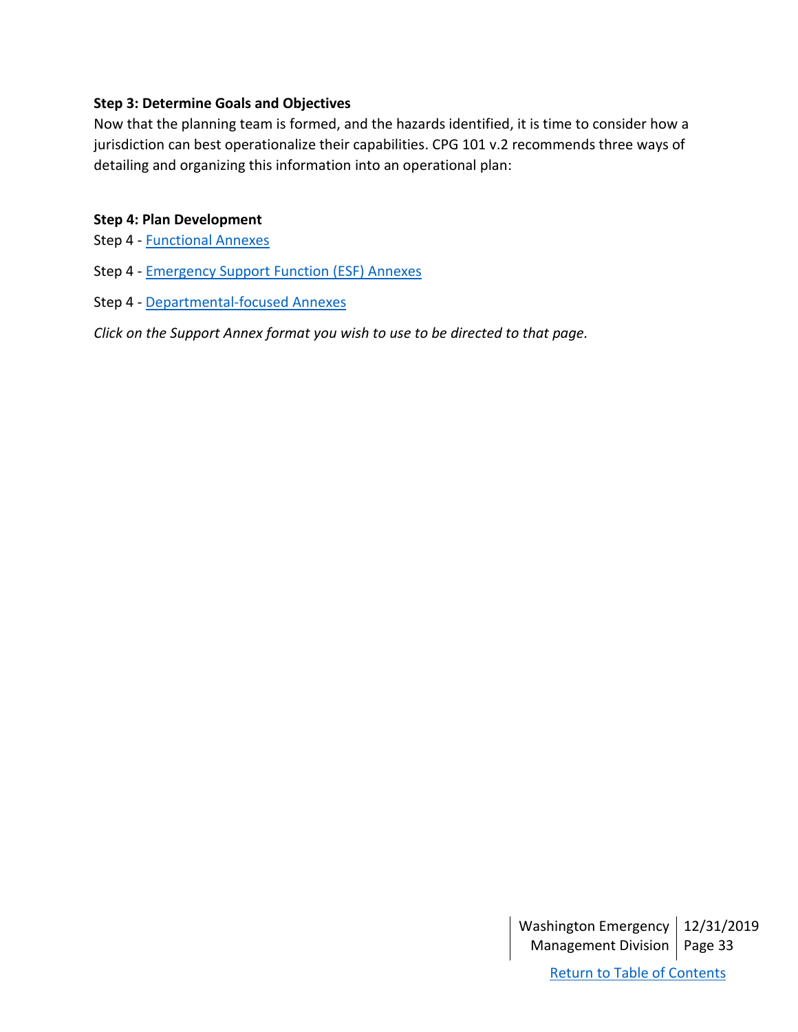**Step 3: Determine Goals and Objectives**

Now that the planning team is formed, and the hazards identified, it is time to consider how a jurisdiction can best operationalize their capabilities. CPG 101 v.2 recommends three ways of detailing and organizing this information into an operational plan:

**Step 4: Plan Development**

Step 4 - Functional Annexes

Step 4 - Emergency Support Function (ESF) Annexes

Step 4 - Departmental-focused Annexes

*Click on the Support Annex format you wish to use to be directed to that page.*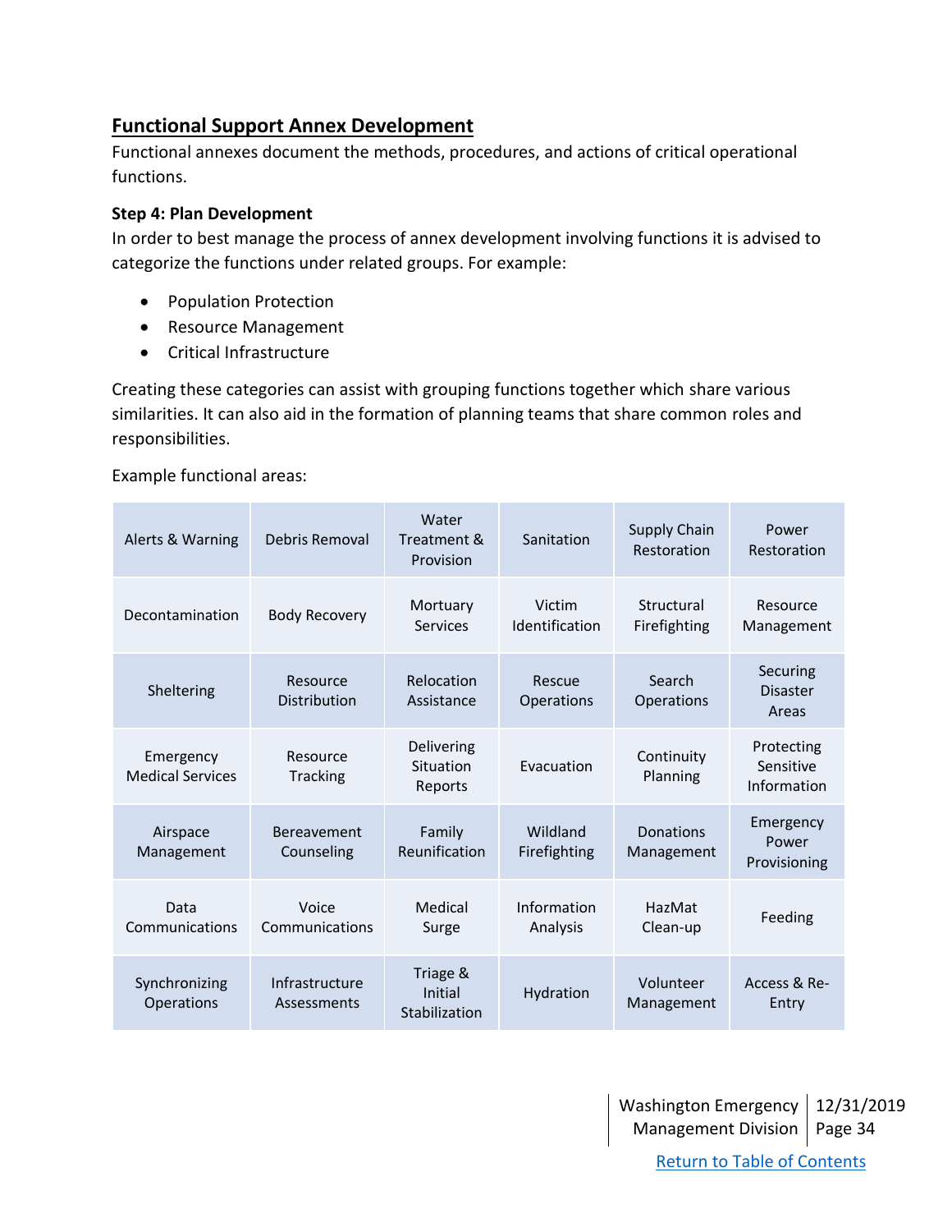## Functional Support Annex Development

Functional annexes document the methods, procedures, and actions of critical operational functions.

**Step 4: Plan Development**

In order to best manage the process of annex development involving functions it is advised to categorize the functions under related groups. For example:

- Population Protection
- Resource Management
- Critical Infrastructure

Creating these categories can assist with grouping functions together which share various similarities. It can also aid in the formation of planning teams that share common roles and responsibilities.

Example functional areas:

| | | | | | |
|---|---|---|---|---|---|
| Alerts & Warning | Debris Removal | Water Treatment & Provision | Sanitation | Supply Chain Restoration | Power Restoration |
| Decontamination | Body Recovery | Mortuary Services | Victim Identification | Structural Firefighting | Resource Management |
| Sheltering | Resource Distribution | Relocation Assistance | Rescue Operations | Search Operations | Securing Disaster Areas |
| Emergency Medical Services | Resource Tracking | Delivering Situation Reports | Evacuation | Continuity Planning | Protecting Sensitive Information |
| Airspace Management | Bereavement Counseling | Family Reunification | Wildland Firefighting | Donations Management | Emergency Power Provisioning |
| Data Communications | Voice Communications | Medical Surge | Information Analysis | HazMat Clean-up | Feeding |
| Synchronizing Operations | Infrastructure Assessments | Triage & Initial Stabilization | Hydration | Volunteer Management | Access & Re-Entry |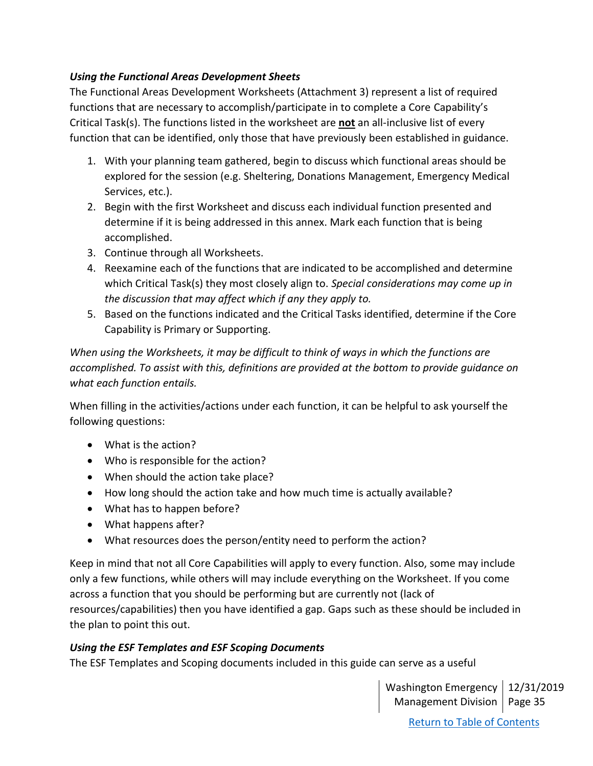### *Using the Functional Areas Development Sheets*

The Functional Areas Development Worksheets (Attachment 3) represent a list of required functions that are necessary to accomplish/participate in to complete a Core Capability's Critical Task(s). The functions listed in the worksheet are **not** an all-inclusive list of every function that can be identified, only those that have previously been established in guidance.

1. With your planning team gathered, begin to discuss which functional areas should be explored for the session (e.g. Sheltering, Donations Management, Emergency Medical Services, etc.).
2. Begin with the first Worksheet and discuss each individual function presented and determine if it is being addressed in this annex. Mark each function that is being accomplished.
3. Continue through all Worksheets.
4. Reexamine each of the functions that are indicated to be accomplished and determine which Critical Task(s) they most closely align to. *Special considerations may come up in the discussion that may affect which if any they apply to.*
5. Based on the functions indicated and the Critical Tasks identified, determine if the Core Capability is Primary or Supporting.

*When using the Worksheets, it may be difficult to think of ways in which the functions are accomplished. To assist with this, definitions are provided at the bottom to provide guidance on what each function entails.*

When filling in the activities/actions under each function, it can be helpful to ask yourself the following questions:

- What is the action?
- Who is responsible for the action?
- When should the action take place?
- How long should the action take and how much time is actually available?
- What has to happen before?
- What happens after?
- What resources does the person/entity need to perform the action?

Keep in mind that not all Core Capabilities will apply to every function. Also, some may include only a few functions, while others will may include everything on the Worksheet. If you come across a function that you should be performing but are currently not (lack of resources/capabilities) then you have identified a gap. Gaps such as these should be included in the plan to point this out.

### *Using the ESF Templates and ESF Scoping Documents*

The ESF Templates and Scoping documents included in this guide can serve as a useful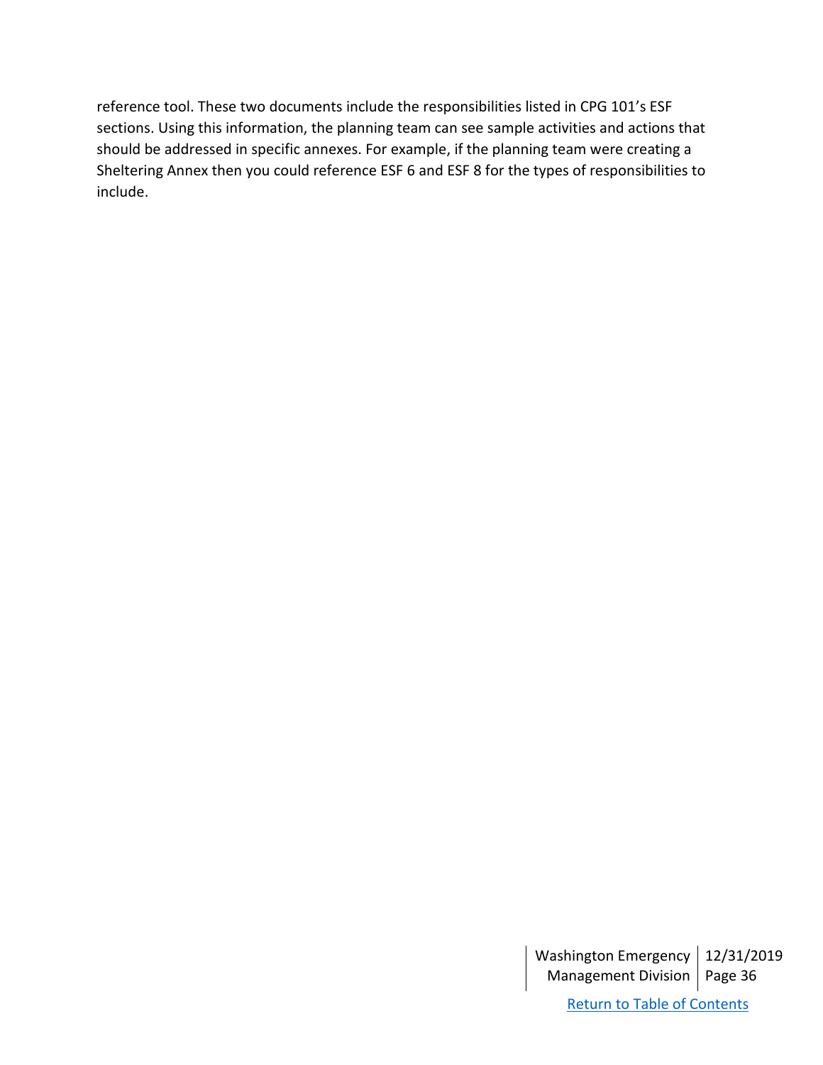reference tool. These two documents include the responsibilities listed in CPG 101's ESF sections. Using this information, the planning team can see sample activities and actions that should be addressed in specific annexes. For example, if the planning team were creating a Sheltering Annex then you could reference ESF 6 and ESF 8 for the types of responsibilities to include.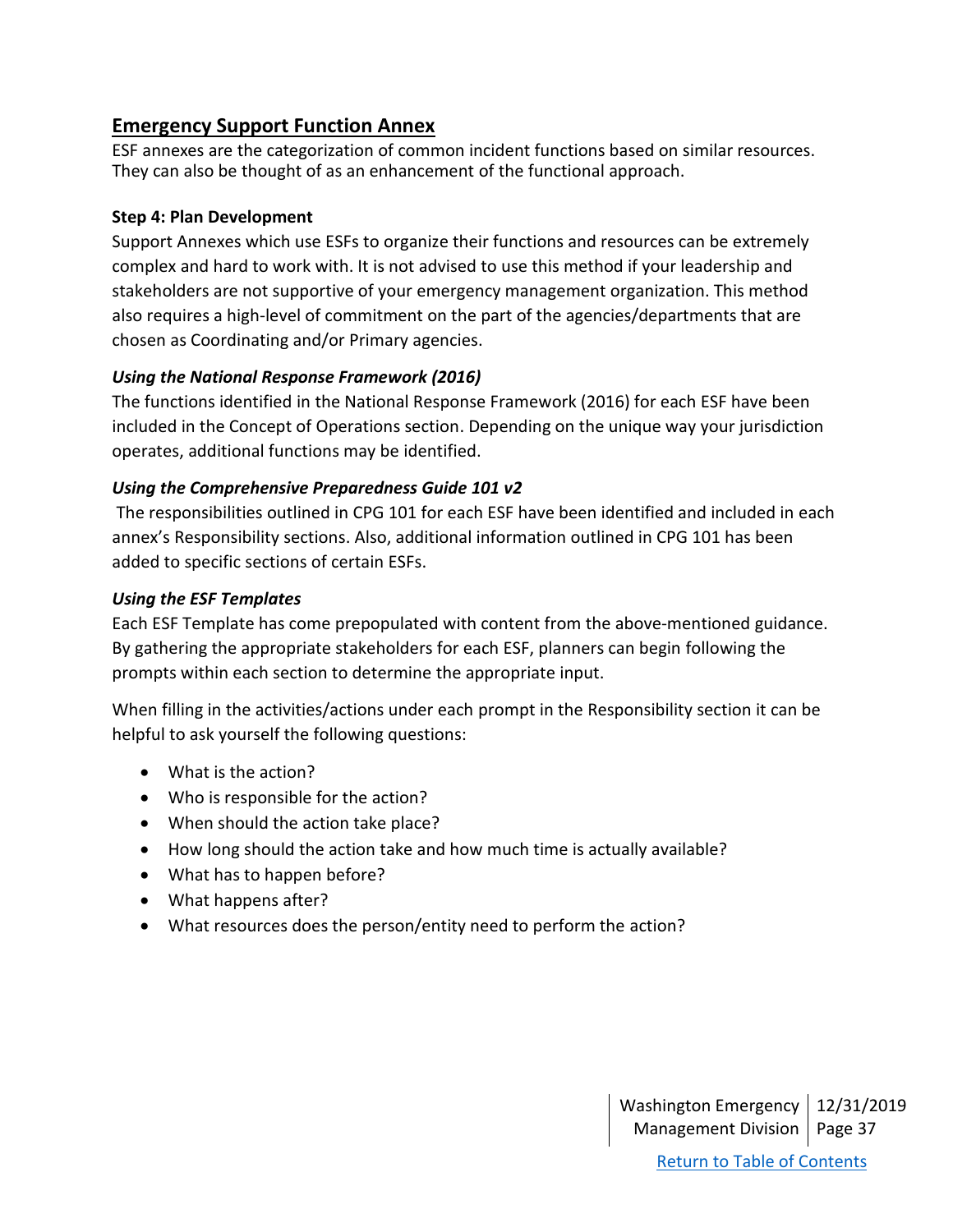## Emergency Support Function Annex

ESF annexes are the categorization of common incident functions based on similar resources. They can also be thought of as an enhancement of the functional approach.

### Step 4: Plan Development

Support Annexes which use ESFs to organize their functions and resources can be extremely complex and hard to work with. It is not advised to use this method if your leadership and stakeholders are not supportive of your emergency management organization. This method also requires a high-level of commitment on the part of the agencies/departments that are chosen as Coordinating and/or Primary agencies.

#### *Using the National Response Framework (2016)*

The functions identified in the National Response Framework (2016) for each ESF have been included in the Concept of Operations section. Depending on the unique way your jurisdiction operates, additional functions may be identified.

#### *Using the Comprehensive Preparedness Guide 101 v2*

The responsibilities outlined in CPG 101 for each ESF have been identified and included in each annex's Responsibility sections. Also, additional information outlined in CPG 101 has been added to specific sections of certain ESFs.

#### *Using the ESF Templates*

Each ESF Template has come prepopulated with content from the above-mentioned guidance. By gathering the appropriate stakeholders for each ESF, planners can begin following the prompts within each section to determine the appropriate input.

When filling in the activities/actions under each prompt in the Responsibility section it can be helpful to ask yourself the following questions:

- What is the action?
- Who is responsible for the action?
- When should the action take place?
- How long should the action take and how much time is actually available?
- What has to happen before?
- What happens after?
- What resources does the person/entity need to perform the action?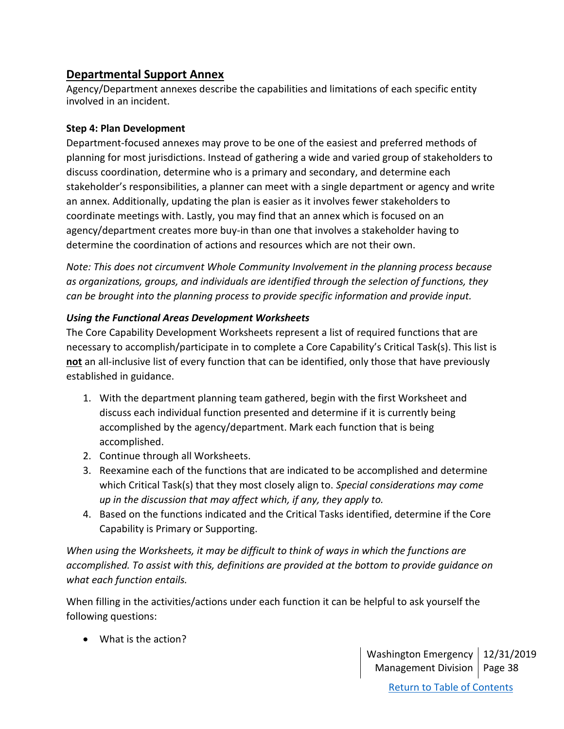## Departmental Support Annex

Agency/Department annexes describe the capabilities and limitations of each specific entity involved in an incident.

**Step 4: Plan Development**

Department-focused annexes may prove to be one of the easiest and preferred methods of planning for most jurisdictions. Instead of gathering a wide and varied group of stakeholders to discuss coordination, determine who is a primary and secondary, and determine each stakeholder's responsibilities, a planner can meet with a single department or agency and write an annex. Additionally, updating the plan is easier as it involves fewer stakeholders to coordinate meetings with. Lastly, you may find that an annex which is focused on an agency/department creates more buy-in than one that involves a stakeholder having to determine the coordination of actions and resources which are not their own.

*Note: This does not circumvent Whole Community Involvement in the planning process because as organizations, groups, and individuals are identified through the selection of functions, they can be brought into the planning process to provide specific information and provide input.*

***Using the Functional Areas Development Worksheets***

The Core Capability Development Worksheets represent a list of required functions that are necessary to accomplish/participate in to complete a Core Capability's Critical Task(s). This list is **not** an all-inclusive list of every function that can be identified, only those that have previously established in guidance.

1. With the department planning team gathered, begin with the first Worksheet and discuss each individual function presented and determine if it is currently being accomplished by the agency/department. Mark each function that is being accomplished.
2. Continue through all Worksheets.
3. Reexamine each of the functions that are indicated to be accomplished and determine which Critical Task(s) that they most closely align to. *Special considerations may come up in the discussion that may affect which, if any, they apply to.*
4. Based on the functions indicated and the Critical Tasks identified, determine if the Core Capability is Primary or Supporting.

*When using the Worksheets, it may be difficult to think of ways in which the functions are accomplished. To assist with this, definitions are provided at the bottom to provide guidance on what each function entails.*

When filling in the activities/actions under each function it can be helpful to ask yourself the following questions:

- What is the action?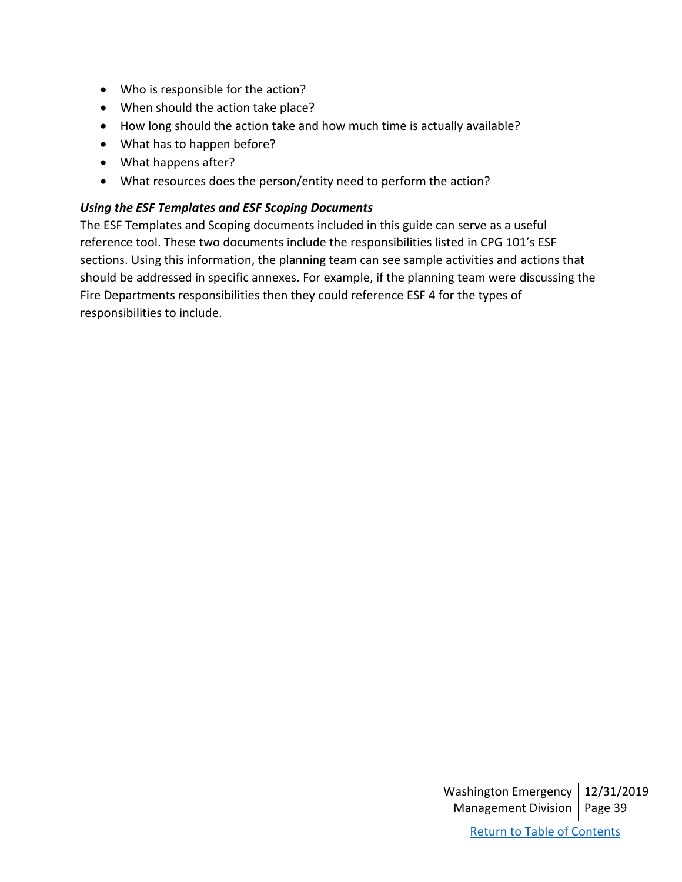- Who is responsible for the action?
- When should the action take place?
- How long should the action take and how much time is actually available?
- What has to happen before?
- What happens after?
- What resources does the person/entity need to perform the action?

***Using the ESF Templates and ESF Scoping Documents***

The ESF Templates and Scoping documents included in this guide can serve as a useful reference tool. These two documents include the responsibilities listed in CPG 101's ESF sections. Using this information, the planning team can see sample activities and actions that should be addressed in specific annexes. For example, if the planning team were discussing the Fire Departments responsibilities then they could reference ESF 4 for the types of responsibilities to include.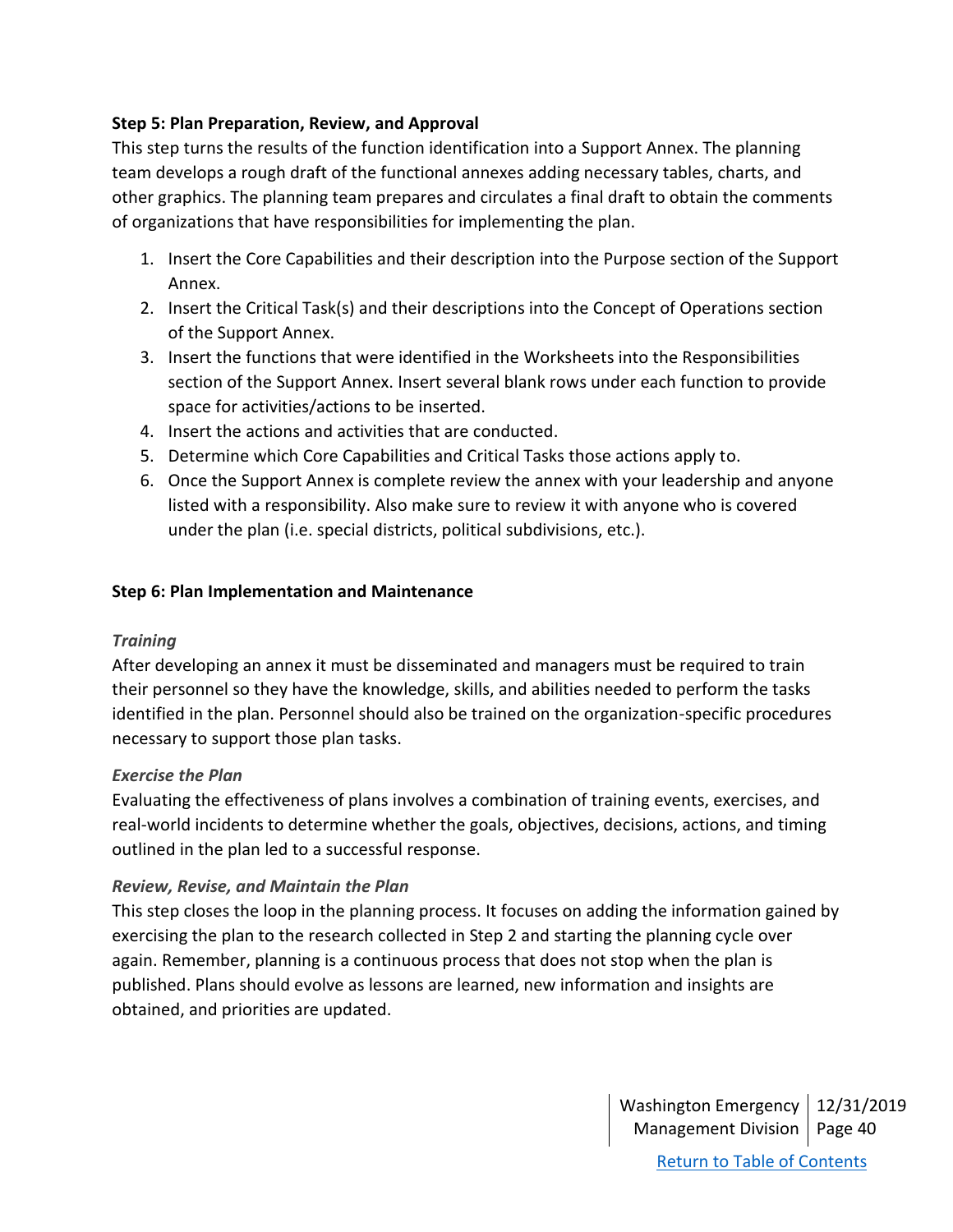**Step 5: Plan Preparation, Review, and Approval**

This step turns the results of the function identification into a Support Annex. The planning team develops a rough draft of the functional annexes adding necessary tables, charts, and other graphics. The planning team prepares and circulates a final draft to obtain the comments of organizations that have responsibilities for implementing the plan.

1. Insert the Core Capabilities and their description into the Purpose section of the Support Annex.
2. Insert the Critical Task(s) and their descriptions into the Concept of Operations section of the Support Annex.
3. Insert the functions that were identified in the Worksheets into the Responsibilities section of the Support Annex. Insert several blank rows under each function to provide space for activities/actions to be inserted.
4. Insert the actions and activities that are conducted.
5. Determine which Core Capabilities and Critical Tasks those actions apply to.
6. Once the Support Annex is complete review the annex with your leadership and anyone listed with a responsibility. Also make sure to review it with anyone who is covered under the plan (i.e. special districts, political subdivisions, etc.).

**Step 6: Plan Implementation and Maintenance**

***Training***

After developing an annex it must be disseminated and managers must be required to train their personnel so they have the knowledge, skills, and abilities needed to perform the tasks identified in the plan. Personnel should also be trained on the organization-specific procedures necessary to support those plan tasks.

***Exercise the Plan***

Evaluating the effectiveness of plans involves a combination of training events, exercises, and real-world incidents to determine whether the goals, objectives, decisions, actions, and timing outlined in the plan led to a successful response.

***Review, Revise, and Maintain the Plan***

This step closes the loop in the planning process. It focuses on adding the information gained by exercising the plan to the research collected in Step 2 and starting the planning cycle over again. Remember, planning is a continuous process that does not stop when the plan is published. Plans should evolve as lessons are learned, new information and insights are obtained, and priorities are updated.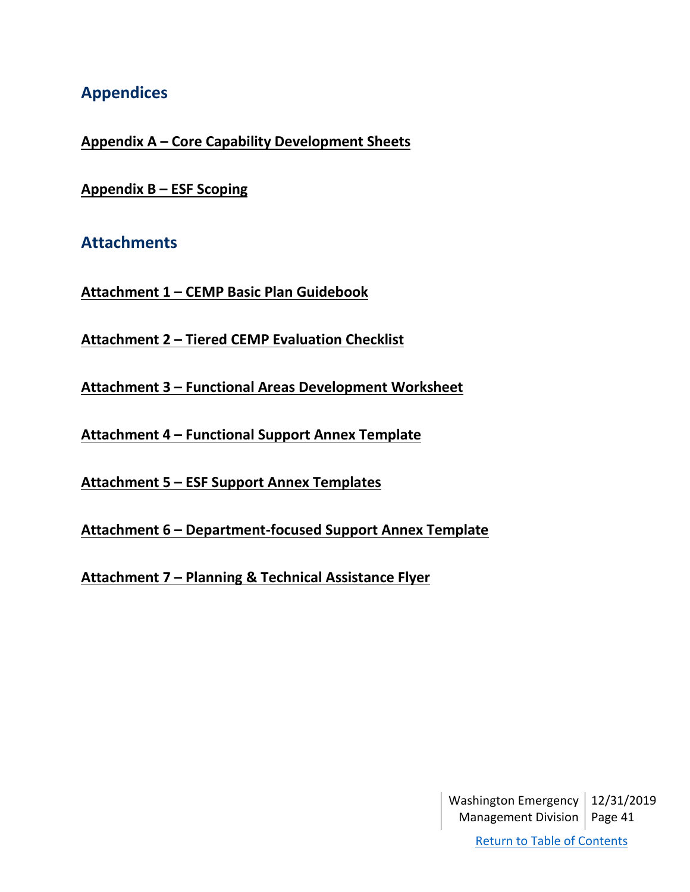## Appendices

**Appendix A – Core Capability Development Sheets**

**Appendix B – ESF Scoping**

## Attachments

**Attachment 1 – CEMP Basic Plan Guidebook**

**Attachment 2 – Tiered CEMP Evaluation Checklist**

**Attachment 3 – Functional Areas Development Worksheet**

**Attachment 4 – Functional Support Annex Template**

**Attachment 5 – ESF Support Annex Templates**

**Attachment 6 – Department-focused Support Annex Template**

**Attachment 7 – Planning & Technical Assistance Flyer**